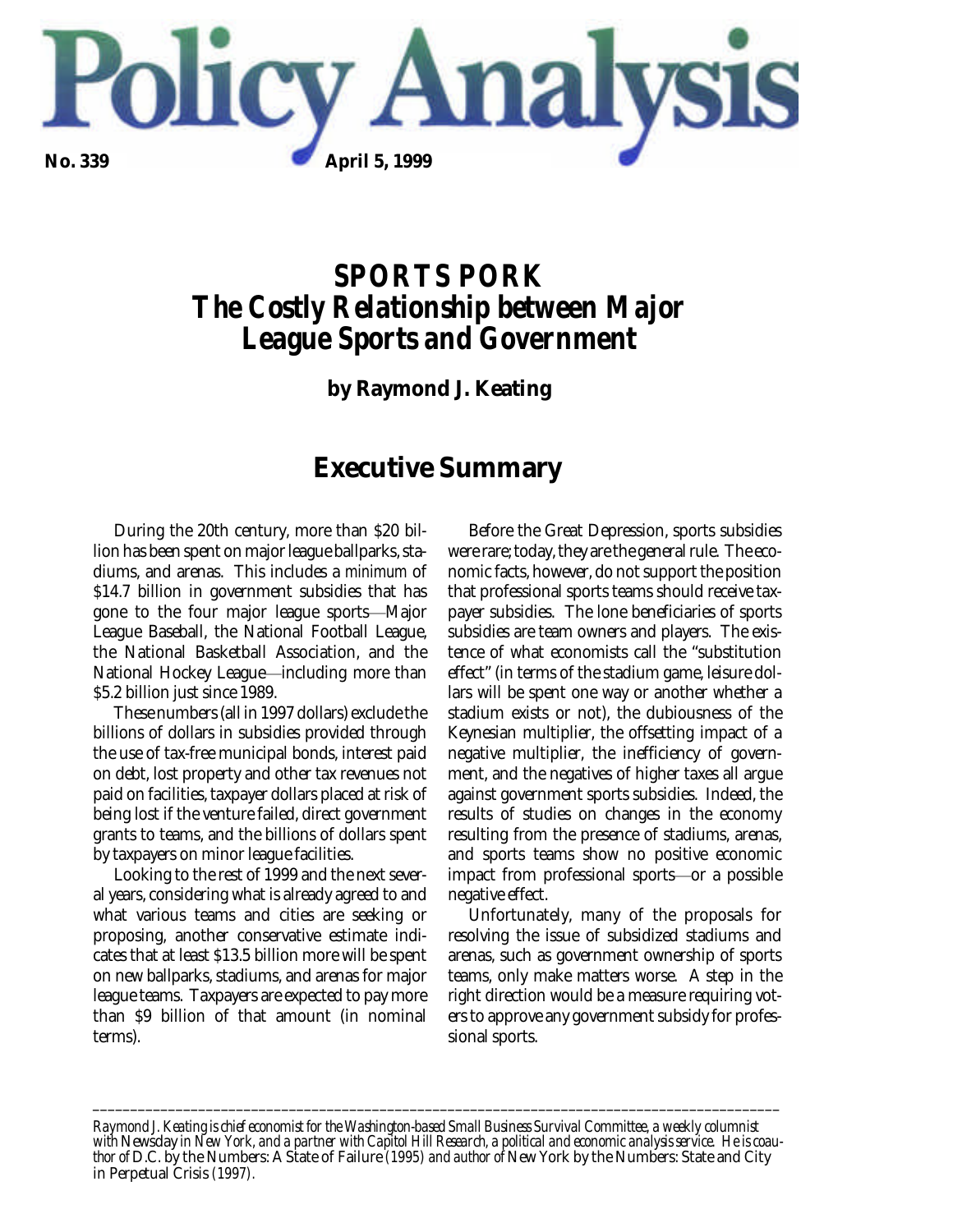# Policy Analysis

**No. 339** **April 5, 1999**

## SPORTS PORK
## The Costly Relationship between Major League Sports and Government

**by Raymond J. Keating**

## Executive Summary

During the 20th century, more than $20 billion has been spent on major league ballparks, stadiums, and arenas. This includes a *minimum* of $14.7 billion in government subsidies that has gone to the four major league sports—Major League Baseball, the National Football League, the National Basketball Association, and the National Hockey League—including more than $5.2 billion just since 1989.

These numbers (all in 1997 dollars) exclude the billions of dollars in subsidies provided through the use of tax-free municipal bonds, interest paid on debt, lost property and other tax revenues not paid on facilities, taxpayer dollars placed at risk of being lost if the venture failed, direct government grants to teams, and the billions of dollars spent by taxpayers on minor league facilities.

Looking to the rest of 1999 and the next several years, considering what is already agreed to and what various teams and cities are seeking or proposing, another conservative estimate indicates that at least $13.5 billion more will be spent on new ballparks, stadiums, and arenas for major league teams. Taxpayers are expected to pay more than $9 billion of that amount (in nominal terms).

Before the Great Depression, sports subsidies were rare; today, they are the general rule. The economic facts, however, do not support the position that professional sports teams should receive taxpayer subsidies. The lone beneficiaries of sports subsidies are team owners and players. The existence of what economists call the "substitution effect" (in terms of the stadium game, leisure dollars will be spent one way or another whether a stadium exists or not), the dubiousness of the Keynesian multiplier, the offsetting impact of a negative multiplier, the inefficiency of government, and the negatives of higher taxes all argue against government sports subsidies. Indeed, the results of studies on changes in the economy resulting from the presence of stadiums, arenas, and sports teams show no positive economic impact from professional sports—or a possible negative effect.

Unfortunately, many of the proposals for resolving the issue of subsidized stadiums and arenas, such as government ownership of sports teams, only make matters worse. A step in the right direction would be a measure requiring voters to approve any government subsidy for professional sports.

---

*Raymond J. Keating is chief economist for the Washington-based Small Business Survival Committee, a weekly columnist with* Newsday *in New York, and a partner with Capitol Hill Research, a political and economic analysis service. He is coauthor of* D.C. by the Numbers: A State of Failure *(1995) and author of* New York by the Numbers: State and City in Perpetual Crisis *(1997).*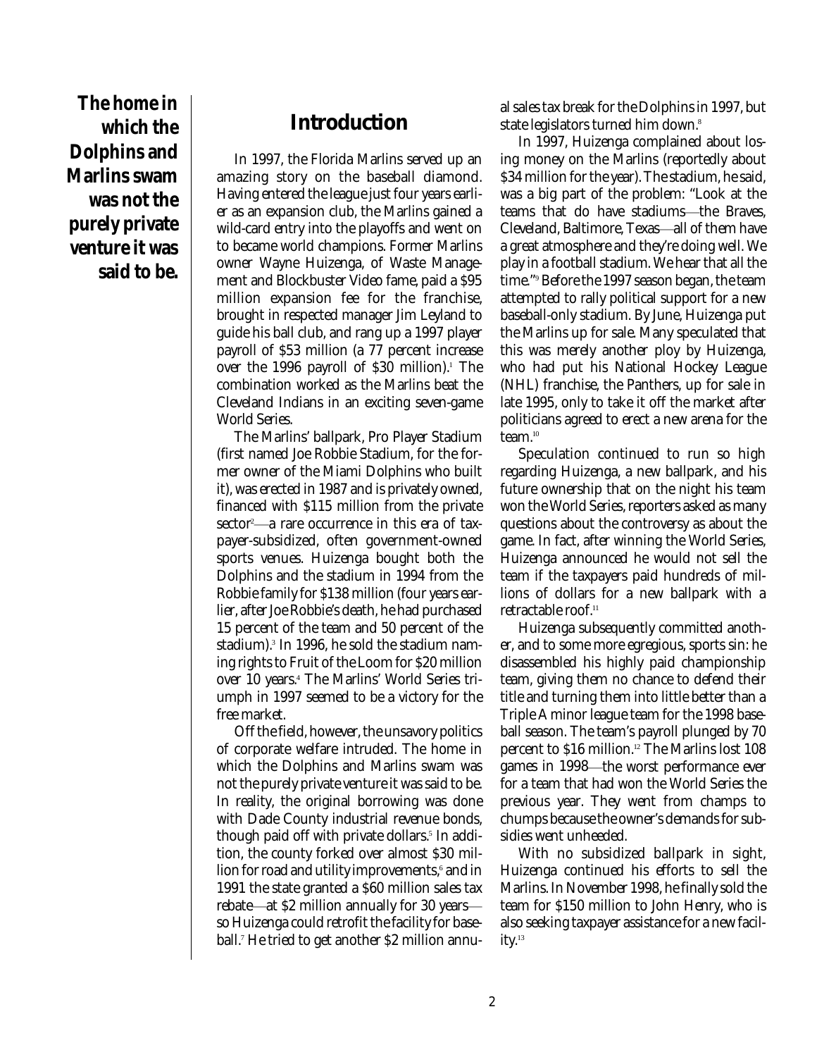**The home in which the Dolphins and Marlins swam was not the purely private venture it was said to be.**

## Introduction

In 1997, the Florida Marlins served up an amazing story on the baseball diamond. Having entered the league just four years earlier as an expansion club, the Marlins gained a wild-card entry into the playoffs and went on to became world champions. Former Marlins owner Wayne Huizenga, of Waste Management and Blockbuster Video fame, paid a $95 million expansion fee for the franchise, brought in respected manager Jim Leyland to guide his ball club, and rang up a 1997 player payroll of $53 million (a 77 percent increase over the 1996 payroll of $30 million).[1] The combination worked as the Marlins beat the Cleveland Indians in an exciting seven-game World Series.

The Marlins' ballpark, Pro Player Stadium (first named Joe Robbie Stadium, for the former owner of the Miami Dolphins who built it), was erected in 1987 and is privately owned, financed with $115 million from the private sector[2]—a rare occurrence in this era of taxpayer-subsidized, often government-owned sports venues. Huizenga bought both the Dolphins and the stadium in 1994 from the Robbie family for $138 million (four years earlier, after Joe Robbie's death, he had purchased 15 percent of the team and 50 percent of the stadium).[3] In 1996, he sold the stadium naming rights to Fruit of the Loom for $20 million over 10 years.[4] The Marlins' World Series triumph in 1997 seemed to be a victory for the free market.

Off the field, however, the unsavory politics of corporate welfare intruded. The home in which the Dolphins and Marlins swam was not the purely private venture it was said to be. In reality, the original borrowing was done with Dade County industrial revenue bonds, though paid off with private dollars.[5] In addition, the county forked over almost $30 million for road and utility improvements,[6] and in 1991 the state granted a $60 million sales tax rebate—at $2 million annually for 30 years—so Huizenga could retrofit the facility for baseball.[7] He tried to get another $2 million annual sales tax break for the Dolphins in 1997, but state legislators turned him down.[8]

In 1997, Huizenga complained about losing money on the Marlins (reportedly about $34 million for the year). The stadium, he said, was a big part of the problem: "Look at the teams that do have stadiums—the Braves, Cleveland, Baltimore, Texas—all of them have a great atmosphere and they're doing well. We play in a football stadium. We hear that all the time."[9] Before the 1997 season began, the team attempted to rally political support for a new baseball-only stadium. By June, Huizenga put the Marlins up for sale. Many speculated that this was merely another ploy by Huizenga, who had put his National Hockey League (NHL) franchise, the Panthers, up for sale in late 1995, only to take it off the market after politicians agreed to erect a new arena for the team.[10]

Speculation continued to run so high regarding Huizenga, a new ballpark, and his future ownership that on the night his team won the World Series, reporters asked as many questions about the controversy as about the game. In fact, after winning the World Series, Huizenga announced he would not sell the team if the taxpayers paid hundreds of millions of dollars for a new ballpark with a retractable roof.[11]

Huizenga subsequently committed another, and to some more egregious, sports sin: he disassembled his highly paid championship team, giving them no chance to defend their title and turning them into little better than a Triple A minor league team for the 1998 baseball season. The team's payroll plunged by 70 percent to $16 million.[12] The Marlins lost 108 games in 1998—the worst performance ever for a team that had won the World Series the previous year. They went from champs to chumps because the owner's demands for subsidies went unheeded.

With no subsidized ballpark in sight, Huizenga continued his efforts to sell the Marlins. In November 1998, he finally sold the team for $150 million to John Henry, who is also seeking taxpayer assistance for a new facility.[13]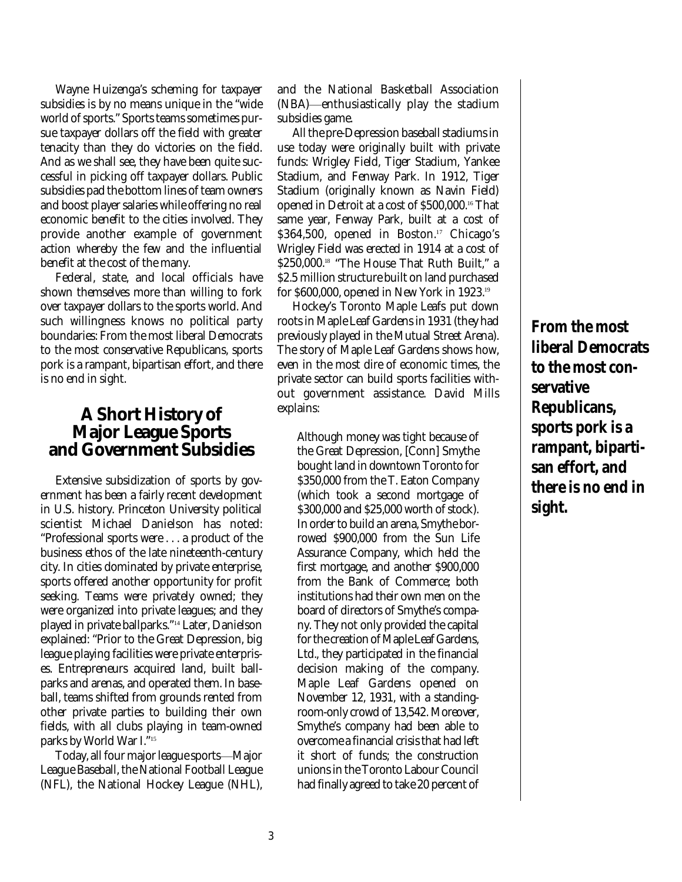Wayne Huizenga's scheming for taxpayer subsidies is by no means unique in the "wide world of sports." Sports teams sometimes pursue taxpayer dollars off the field with greater tenacity than they do victories on the field. And as we shall see, they have been quite successful in picking off taxpayer dollars. Public subsidies pad the bottom lines of team owners and boost player salaries while offering no real economic benefit to the cities involved. They provide another example of government action whereby the few and the influential benefit at the cost of the many.

Federal, state, and local officials have shown themselves more than willing to fork over taxpayer dollars to the sports world. And such willingness knows no political party boundaries: From the most liberal Democrats to the most conservative Republicans, sports pork is a rampant, bipartisan effort, and there is no end in sight.

## A Short History of Major League Sports and Government Subsidies

Extensive subsidization of sports by government has been a fairly recent development in U.S. history. Princeton University political scientist Michael Danielson has noted: "Professional sports were . . . a product of the business ethos of the late nineteenth-century city. In cities dominated by private enterprise, sports offered another opportunity for profit seeking. Teams were privately owned; they were organized into private leagues; and they played in private ballparks."[14] Later, Danielson explained: "Prior to the Great Depression, big league playing facilities were private enterprises. Entrepreneurs acquired land, built ballparks and arenas, and operated them. In baseball, teams shifted from grounds rented from other private parties to building their own fields, with all clubs playing in team-owned parks by World War I."[15]

Today, all four major league sports—Major League Baseball, the National Football League (NFL), the National Hockey League (NHL), and the National Basketball Association (NBA)—enthusiastically play the stadium subsidies game.

All the pre-Depression baseball stadiums in use today were originally built with private funds: Wrigley Field, Tiger Stadium, Yankee Stadium, and Fenway Park. In 1912, Tiger Stadium (originally known as Navin Field) opened in Detroit at a cost of $500,000.[16] That same year, Fenway Park, built at a cost of $364,500, opened in Boston.[17] Chicago's Wrigley Field was erected in 1914 at a cost of $250,000.[18] "The House That Ruth Built," a $2.5 million structure built on land purchased for $600,000, opened in New York in 1923.[19]

Hockey's Toronto Maple Leafs put down roots in Maple Leaf Gardens in 1931 (they had previously played in the Mutual Street Arena). The story of Maple Leaf Gardens shows how, even in the most dire of economic times, the private sector can build sports facilities without government assistance. David Mills explains:

> Although money was tight because of the Great Depression, [Conn] Smythe bought land in downtown Toronto for $350,000 from the T. Eaton Company (which took a second mortgage of $300,000 and $25,000 worth of stock). In order to build an arena, Smythe borrowed $900,000 from the Sun Life Assurance Company, which held the first mortgage, and another $900,000 from the Bank of Commerce; both institutions had their own men on the board of directors of Smythe's company. They not only provided the capital for the creation of Maple Leaf Gardens, Ltd., they participated in the financial decision making of the company. Maple Leaf Gardens opened on November 12, 1931, with a standing-room-only crowd of 13,542. Moreover, Smythe's company had been able to overcome a financial crisis that had left it short of funds; the construction unions in the Toronto Labour Council had finally agreed to take 20 percent of

**From the most liberal Democrats to the most conservative Republicans, sports pork is a rampant, bipartisan effort, and there is no end in sight.**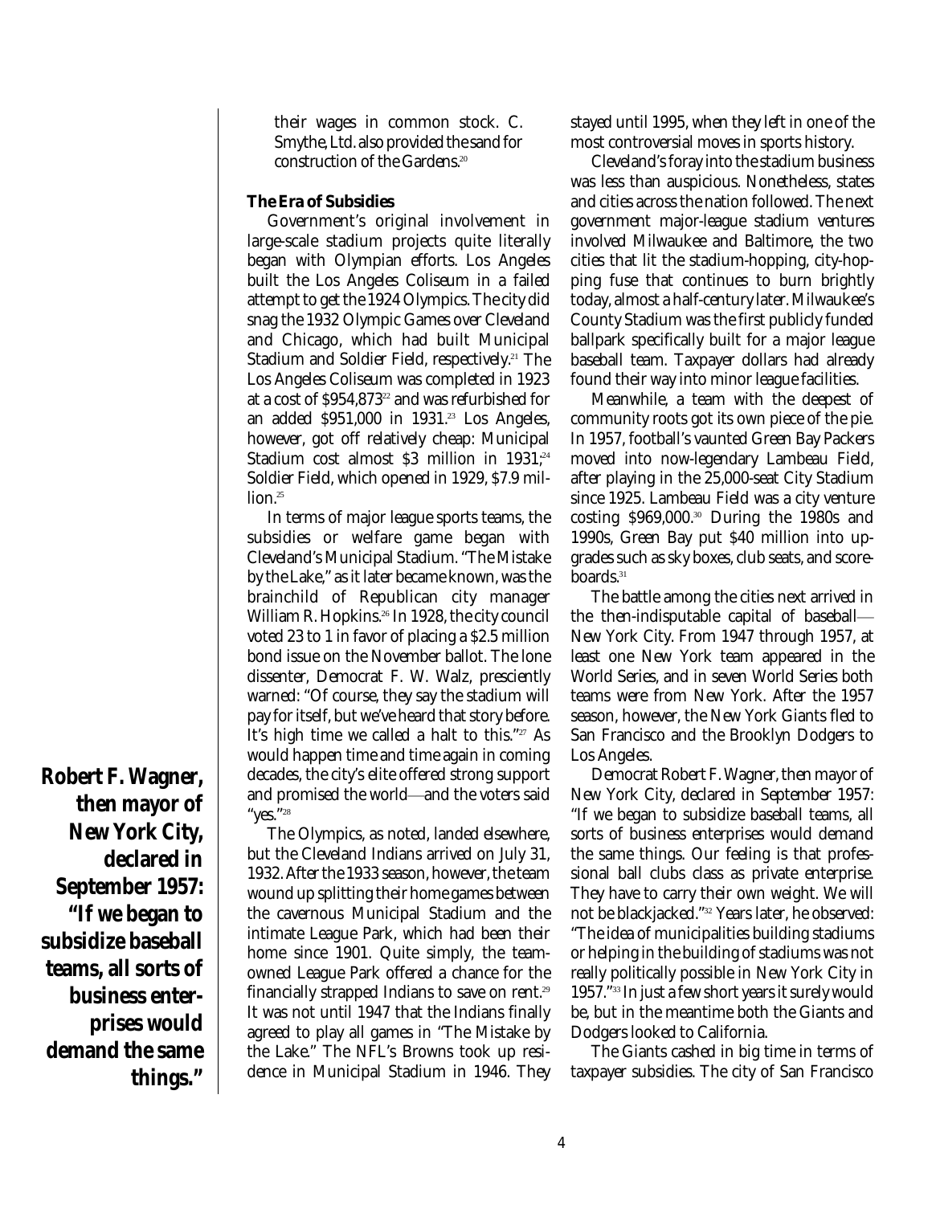their wages in common stock. C. Smythe, Ltd. also provided the sand for construction of the Gardens.[20]

### The Era of Subsidies

Government's original involvement in large-scale stadium projects quite literally began with Olympian efforts. Los Angeles built the Los Angeles Coliseum in a failed attempt to get the 1924 Olympics. The city did snag the 1932 Olympic Games over Cleveland and Chicago, which had built Municipal Stadium and Soldier Field, respectively.[21] The Los Angeles Coliseum was completed in 1923 at a cost of $954,873[22] and was refurbished for an added $951,000 in 1931.[23] Los Angeles, however, got off relatively cheap: Municipal Stadium cost almost $3 million in 1931;[24] Soldier Field, which opened in 1929, $7.9 million.[25]

In terms of major league sports teams, the subsidies or welfare game began with Cleveland's Municipal Stadium. "The Mistake by the Lake," as it later became known, was the brainchild of Republican city manager William R. Hopkins.[26] In 1928, the city council voted 23 to 1 in favor of placing a $2.5 million bond issue on the November ballot. The lone dissenter, Democrat F. W. Walz, presciently warned: "Of course, they say the stadium will pay for itself, but we've heard that story before. It's high time we called a halt to this."[27] As would happen time and time again in coming decades, the city's elite offered strong support and promised the world—and the voters said "yes."[28]

The Olympics, as noted, landed elsewhere, but the Cleveland Indians arrived on July 31, 1932. After the 1933 season, however, the team wound up splitting their home games between the cavernous Municipal Stadium and the intimate League Park, which had been their home since 1901. Quite simply, the team-owned League Park offered a chance for the financially strapped Indians to save on rent.[29] It was not until 1947 that the Indians finally agreed to play all games in "The Mistake by the Lake." The NFL's Browns took up residence in Municipal Stadium in 1946. They stayed until 1995, when they left in one of the most controversial moves in sports history.

Cleveland's foray into the stadium business was less than auspicious. Nonetheless, states and cities across the nation followed. The next government major-league stadium ventures involved Milwaukee and Baltimore, the two cities that lit the stadium-hopping, city-hopping fuse that continues to burn brightly today, almost a half-century later. Milwaukee's County Stadium was the first publicly funded ballpark specifically built for a major league baseball team. Taxpayer dollars had already found their way into minor league facilities.

Meanwhile, a team with the deepest of community roots got its own piece of the pie. In 1957, football's vaunted Green Bay Packers moved into now-legendary Lambeau Field, after playing in the 25,000-seat City Stadium since 1925. Lambeau Field was a city venture costing $969,000.[30] During the 1980s and 1990s, Green Bay put $40 million into upgrades such as sky boxes, club seats, and scoreboards.[31]

The battle among the cities next arrived in the then-indisputable capital of baseball—New York City. From 1947 through 1957, at least one New York team appeared in the World Series, and in seven World Series both teams were from New York. After the 1957 season, however, the New York Giants fled to San Francisco and the Brooklyn Dodgers to Los Angeles.

**Robert F. Wagner, then mayor of New York City, declared in September 1957: "If we began to subsidize baseball teams, all sorts of business enterprises would demand the same things."**

Democrat Robert F. Wagner, then mayor of New York City, declared in September 1957: "If we began to subsidize baseball teams, all sorts of business enterprises would demand the same things. Our feeling is that professional ball clubs class as private enterprise. They have to carry their own weight. We will not be blackjacked."[32] Years later, he observed: "The idea of municipalities building stadiums or helping in the building of stadiums was not really politically possible in New York City in 1957."[33] In just a few short years it surely would be, but in the meantime both the Giants and Dodgers looked to California.

The Giants cashed in big time in terms of taxpayer subsidies. The city of San Francisco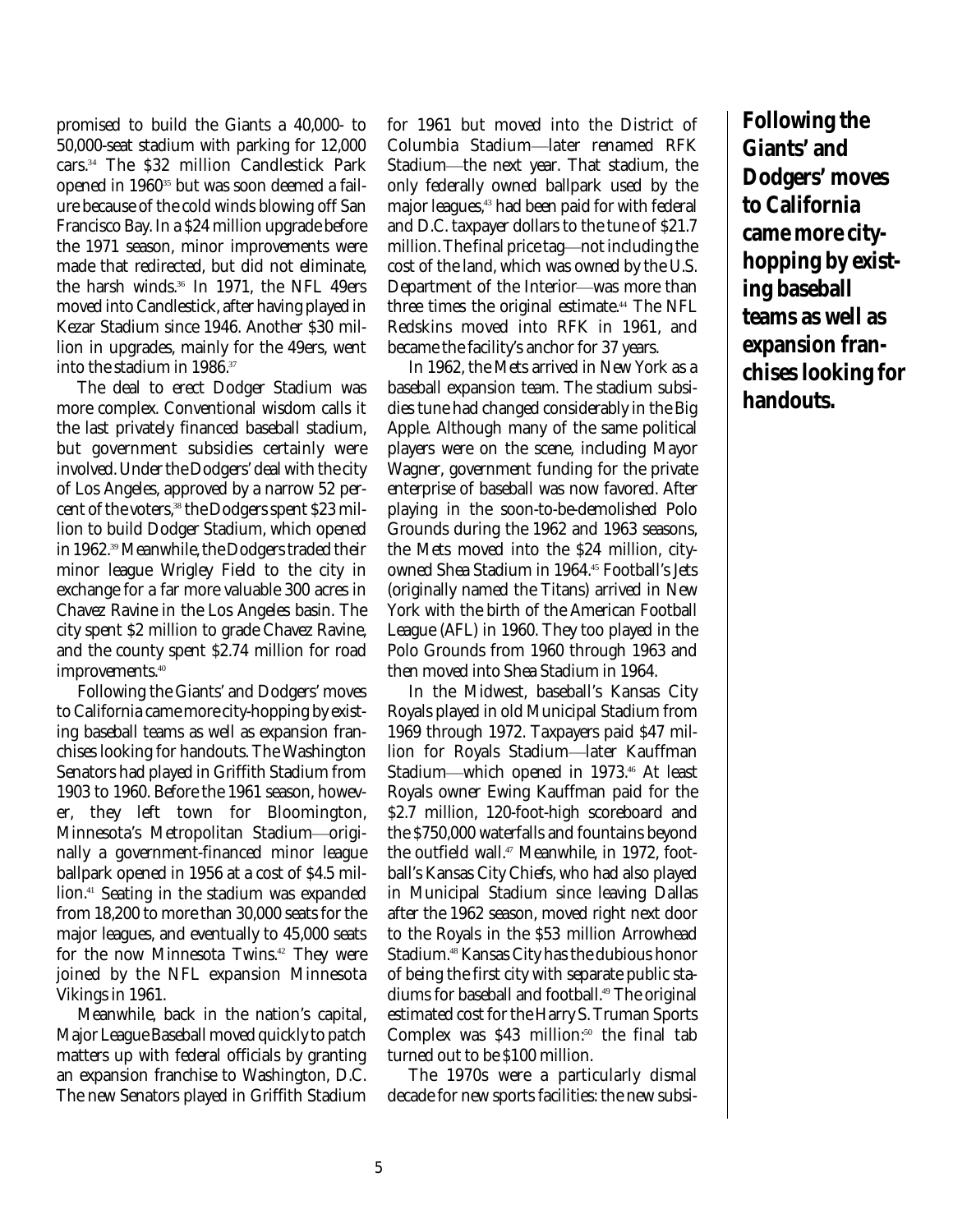promised to build the Giants a 40,000- to 50,000-seat stadium with parking for 12,000 cars.[34] The $32 million Candlestick Park opened in 1960[35] but was soon deemed a failure because of the cold winds blowing off San Francisco Bay. In a $24 million upgrade before the 1971 season, minor improvements were made that redirected, but did not eliminate, the harsh winds.[36] In 1971, the NFL 49ers moved into Candlestick, after having played in Kezar Stadium since 1946. Another $30 million in upgrades, mainly for the 49ers, went into the stadium in 1986.[37]

The deal to erect Dodger Stadium was more complex. Conventional wisdom calls it the last privately financed baseball stadium, but government subsidies certainly were involved. Under the Dodgers' deal with the city of Los Angeles, approved by a narrow 52 percent of the voters,[38] the Dodgers spent $23 million to build Dodger Stadium, which opened in 1962.[39] Meanwhile, the Dodgers traded their minor league Wrigley Field to the city in exchange for a far more valuable 300 acres in Chavez Ravine in the Los Angeles basin. The city spent $2 million to grade Chavez Ravine, and the county spent $2.74 million for road improvements.[40]

Following the Giants' and Dodgers' moves to California came more city-hopping by existing baseball teams as well as expansion franchises looking for handouts. The Washington Senators had played in Griffith Stadium from 1903 to 1960. Before the 1961 season, however, they left town for Bloomington, Minnesota's Metropolitan Stadium—originally a government-financed minor league ballpark opened in 1956 at a cost of $4.5 million.[41] Seating in the stadium was expanded from 18,200 to more than 30,000 seats for the major leagues, and eventually to 45,000 seats for the now Minnesota Twins.[42] They were joined by the NFL expansion Minnesota Vikings in 1961.

Meanwhile, back in the nation's capital, Major League Baseball moved quickly to patch matters up with federal officials by granting an expansion franchise to Washington, D.C. The new Senators played in Griffith Stadium for 1961 but moved into the District of Columbia Stadium—later renamed RFK Stadium—the next year. That stadium, the only federally owned ballpark used by the major leagues,[43] had been paid for with federal and D.C. taxpayer dollars to the tune of $21.7 million. The final price tag—not including the cost of the land, which was owned by the U.S. Department of the Interior—was more than three times the original estimate.[44] The NFL Redskins moved into RFK in 1961, and became the facility's anchor for 37 years.

In 1962, the Mets arrived in New York as a baseball expansion team. The stadium subsidies tune had changed considerably in the Big Apple. Although many of the same political players were on the scene, including Mayor Wagner, government funding for the private enterprise of baseball was now favored. After playing in the soon-to-be-demolished Polo Grounds during the 1962 and 1963 seasons, the Mets moved into the $24 million, city-owned Shea Stadium in 1964.[45] Football's Jets (originally named the Titans) arrived in New York with the birth of the American Football League (AFL) in 1960. They too played in the Polo Grounds from 1960 through 1963 and then moved into Shea Stadium in 1964.

In the Midwest, baseball's Kansas City Royals played in old Municipal Stadium from 1969 through 1972. Taxpayers paid $47 million for Royals Stadium—later Kauffman Stadium—which opened in 1973.[46] At least Royals owner Ewing Kauffman paid for the $2.7 million, 120-foot-high scoreboard and the $750,000 waterfalls and fountains beyond the outfield wall.[47] Meanwhile, in 1972, football's Kansas City Chiefs, who had also played in Municipal Stadium since leaving Dallas after the 1962 season, moved right next door to the Royals in the $53 million Arrowhead Stadium.[48] Kansas City has the dubious honor of being the first city with separate public stadiums for baseball and football.[49] The original estimated cost for the Harry S. Truman Sports Complex was $43 million;[50] the final tab turned out to be $100 million.

The 1970s were a particularly dismal decade for new sports facilities: the new subsi-

**Following the Giants' and Dodgers' moves to California came more city-hopping by existing baseball teams as well as expansion franchises looking for handouts.**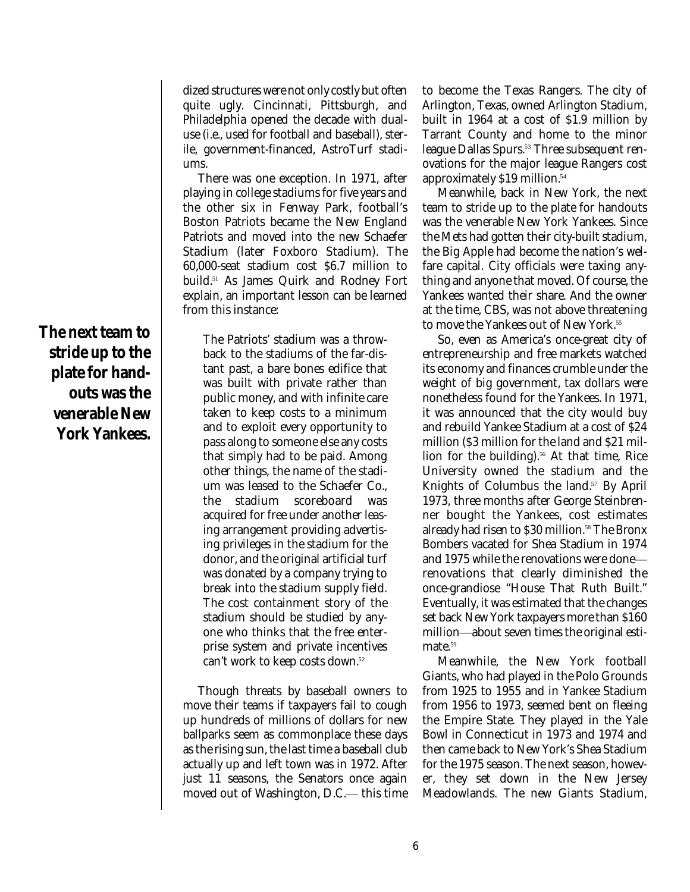dized structures were not only costly but often quite ugly. Cincinnati, Pittsburgh, and Philadelphia opened the decade with dual-use (i.e., used for football and baseball), sterile, government-financed, AstroTurf stadiums.

There was one exception. In 1971, after playing in college stadiums for five years and the other six in Fenway Park, football's Boston Patriots became the New England Patriots and moved into the new Schaefer Stadium (later Foxboro Stadium). The 60,000-seat stadium cost $6.7 million to build.[51] As James Quirk and Rodney Fort explain, an important lesson can be learned from this instance:

> The Patriots' stadium was a throwback to the stadiums of the far-distant past, a bare bones edifice that was built with private rather than public money, and with infinite care taken to keep costs to a minimum and to exploit every opportunity to pass along to someone else any costs that simply had to be paid. Among other things, the name of the stadium was leased to the Schaefer Co., the stadium scoreboard was acquired for free under another leasing arrangement providing advertising privileges in the stadium for the donor, and the original artificial turf was donated by a company trying to break into the stadium supply field. The cost containment story of the stadium should be studied by anyone who thinks that the free enterprise system and private incentives can't work to keep costs down.[52]

Though threats by baseball owners to move their teams if taxpayers fail to cough up hundreds of millions of dollars for new ballparks seem as commonplace these days as the rising sun, the last time a baseball club actually up and left town was in 1972. After just 11 seasons, the Senators once again moved out of Washington, D.C.—this time to become the Texas Rangers. The city of Arlington, Texas, owned Arlington Stadium, built in 1964 at a cost of $1.9 million by Tarrant County and home to the minor league Dallas Spurs.[53] Three subsequent renovations for the major league Rangers cost approximately $19 million.[54]

**The next team to stride up to the plate for handouts was the venerable New York Yankees.**

Meanwhile, back in New York, the next team to stride up to the plate for handouts was the venerable New York Yankees. Since the Mets had gotten their city-built stadium, the Big Apple had become the nation's welfare capital. City officials were taxing anything and anyone that moved. Of course, the Yankees wanted their share. And the owner at the time, CBS, was not above threatening to move the Yankees out of New York.[55]

So, even as America's once-great city of entrepreneurship and free markets watched its economy and finances crumble under the weight of big government, tax dollars were nonetheless found for the Yankees. In 1971, it was announced that the city would buy and rebuild Yankee Stadium at a cost of $24 million ($3 million for the land and $21 million for the building).[56] At that time, Rice University owned the stadium and the Knights of Columbus the land.[57] By April 1973, three months after George Steinbrenner bought the Yankees, cost estimates already had risen to $30 million.[58] The Bronx Bombers vacated for Shea Stadium in 1974 and 1975 while the renovations were done—renovations that clearly diminished the once-grandiose "House That Ruth Built." Eventually, it was estimated that the changes set back New York taxpayers more than $160 million—about seven times the original estimate.[59]

Meanwhile, the New York football Giants, who had played in the Polo Grounds from 1925 to 1955 and in Yankee Stadium from 1956 to 1973, seemed bent on fleeing the Empire State. They played in the Yale Bowl in Connecticut in 1973 and 1974 and then came back to New York's Shea Stadium for the 1975 season. The next season, however, they set down in the New Jersey Meadowlands. The new Giants Stadium,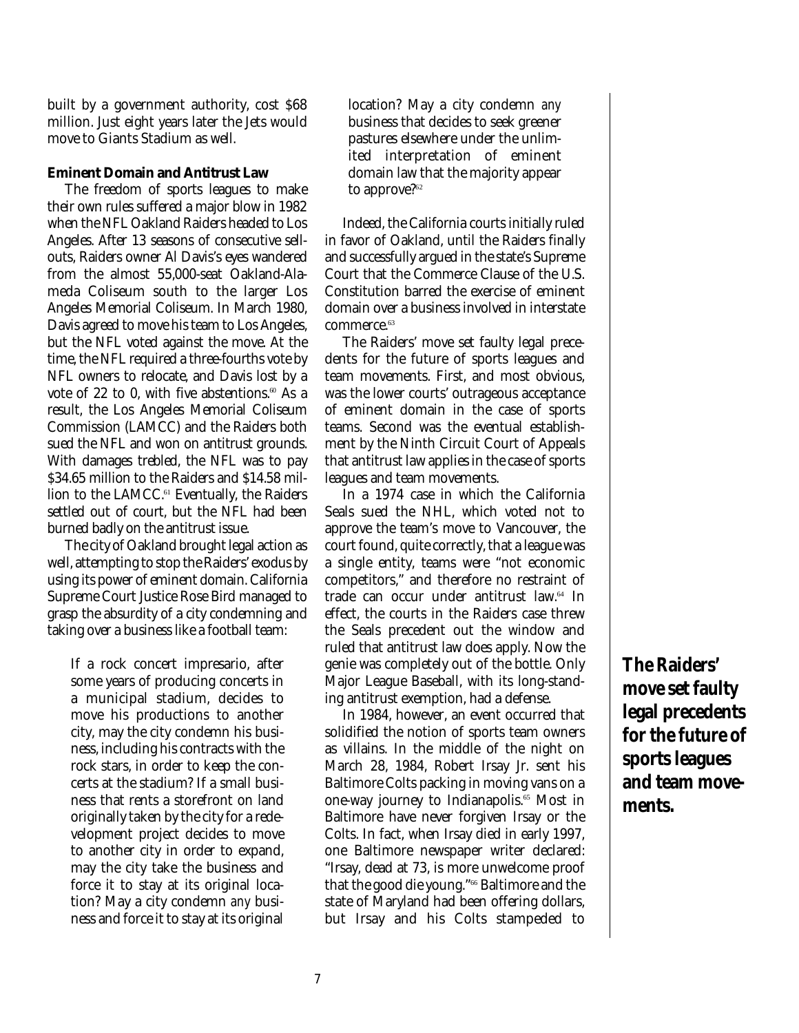built by a government authority, cost $68 million. Just eight years later the Jets would move to Giants Stadium as well.

**Eminent Domain and Antitrust Law**

The freedom of sports leagues to make their own rules suffered a major blow in 1982 when the NFL Oakland Raiders headed to Los Angeles. After 13 seasons of consecutive sellouts, Raiders owner Al Davis's eyes wandered from the almost 55,000-seat Oakland-Alameda Coliseum south to the larger Los Angeles Memorial Coliseum. In March 1980, Davis agreed to move his team to Los Angeles, but the NFL voted against the move. At the time, the NFL required a three-fourths vote by NFL owners to relocate, and Davis lost by a vote of 22 to 0, with five abstentions.[60] As a result, the Los Angeles Memorial Coliseum Commission (LAMCC) and the Raiders both sued the NFL and won on antitrust grounds. With damages trebled, the NFL was to pay $34.65 million to the Raiders and $14.58 million to the LAMCC.[61] Eventually, the Raiders settled out of court, but the NFL had been burned badly on the antitrust issue.

The city of Oakland brought legal action as well, attempting to stop the Raiders' exodus by using its power of eminent domain. California Supreme Court Justice Rose Bird managed to grasp the absurdity of a city condemning and taking over a business like a football team:

> If a rock concert impresario, after some years of producing concerts in a municipal stadium, decides to move his productions to another city, may the city condemn his business, including his contracts with the rock stars, in order to keep the concerts at the stadium? If a small business that rents a storefront on land originally taken by the city for a redevelopment project decides to move to another city in order to expand, may the city take the business and force it to stay at its original location? May a city condemn *any* business and force it to stay at its original location? May a city condemn *any* business that decides to seek greener pastures elsewhere under the unlimited interpretation of eminent domain law that the majority appear to approve?[62]

Indeed, the California courts initially ruled in favor of Oakland, until the Raiders finally and successfully argued in the state's Supreme Court that the Commerce Clause of the U.S. Constitution barred the exercise of eminent domain over a business involved in interstate commerce.[63]

The Raiders' move set faulty legal precedents for the future of sports leagues and team movements. First, and most obvious, was the lower courts' outrageous acceptance of eminent domain in the case of sports teams. Second was the eventual establishment by the Ninth Circuit Court of Appeals that antitrust law applies in the case of sports leagues and team movements.

In a 1974 case in which the California Seals sued the NHL, which voted not to approve the team's move to Vancouver, the court found, quite correctly, that a league was a single entity, teams were "not economic competitors," and therefore no restraint of trade can occur under antitrust law.[64] In effect, the courts in the Raiders case threw the Seals precedent out the window and ruled that antitrust law does apply. Now the genie was completely out of the bottle. Only Major League Baseball, with its long-standing antitrust exemption, had a defense.

In 1984, however, an event occurred that solidified the notion of sports team owners as villains. In the middle of the night on March 28, 1984, Robert Irsay Jr. sent his Baltimore Colts packing in moving vans on a one-way journey to Indianapolis.[65] Most in Baltimore have never forgiven Irsay or the Colts. In fact, when Irsay died in early 1997, one Baltimore newspaper writer declared: "Irsay, dead at 73, is more unwelcome proof that the good die young."[66] Baltimore and the state of Maryland had been offering dollars, but Irsay and his Colts stampeded to

**The Raiders' move set faulty legal precedents for the future of sports leagues and team movements.**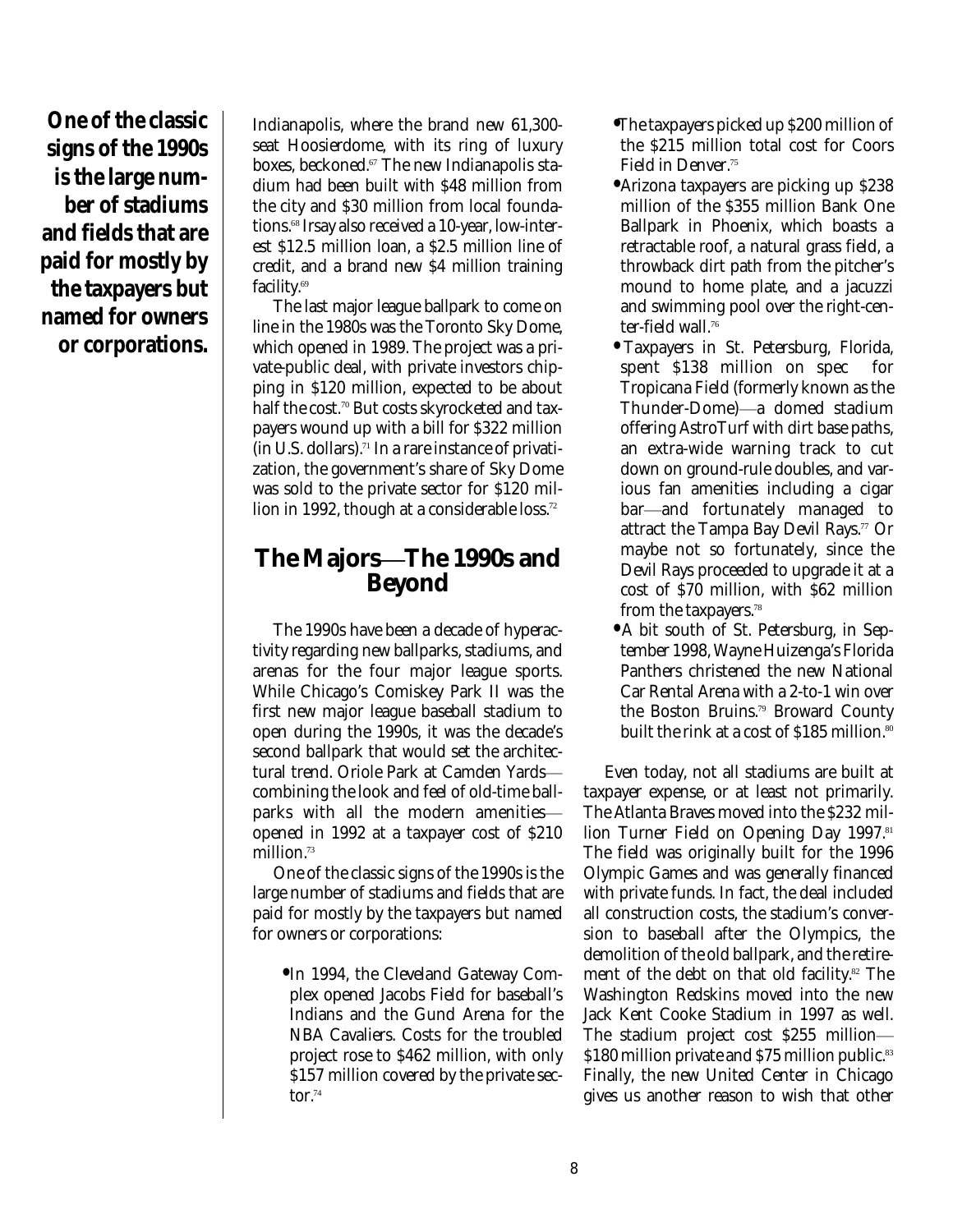**One of the classic signs of the 1990s is the large number of stadiums and fields that are paid for mostly by the taxpayers but named for owners or corporations.**

Indianapolis, where the brand new 61,300-seat Hoosierdome, with its ring of luxury boxes, beckoned.[67] The new Indianapolis stadium had been built with $48 million from the city and $30 million from local foundations.[68] Irsay also received a 10-year, low-interest $12.5 million loan, a $2.5 million line of credit, and a brand new $4 million training facility.[69]

The last major league ballpark to come on line in the 1980s was the Toronto Sky Dome, which opened in 1989. The project was a private-public deal, with private investors chipping in $120 million, expected to be about half the cost.[70] But costs skyrocketed and taxpayers wound up with a bill for $322 million (in U.S. dollars).[71] In a rare instance of privatization, the government's share of Sky Dome was sold to the private sector for $120 million in 1992, though at a considerable loss.[72]

## The Majors—The 1990s and Beyond

The 1990s have been a decade of hyperactivity regarding new ballparks, stadiums, and arenas for the four major league sports. While Chicago's Comiskey Park II was the first new major league baseball stadium to open during the 1990s, it was the decade's second ballpark that would set the architectural trend. Oriole Park at Camden Yards—combining the look and feel of old-time ballparks with all the modern amenities—opened in 1992 at a taxpayer cost of $210 million.[73]

One of the classic signs of the 1990s is the large number of stadiums and fields that are paid for mostly by the taxpayers but named for owners or corporations:

- In 1994, the Cleveland Gateway Complex opened Jacobs Field for baseball's Indians and the Gund Arena for the NBA Cavaliers. Costs for the troubled project rose to $462 million, with only $157 million covered by the private sector.[74]
- The taxpayers picked up $200 million of the $215 million total cost for Coors Field in Denver.[75]
- Arizona taxpayers are picking up $238 million of the $355 million Bank One Ballpark in Phoenix, which boasts a retractable roof, a natural grass field, a throwback dirt path from the pitcher's mound to home plate, and a jacuzzi and swimming pool over the right-center-field wall.[76]
- Taxpayers in St. Petersburg, Florida, spent $138 million on spec for Tropicana Field (formerly known as the Thunder-Dome)—a domed stadium offering AstroTurf with dirt base paths, an extra-wide warning track to cut down on ground-rule doubles, and various fan amenities including a cigar bar—and fortunately managed to attract the Tampa Bay Devil Rays.[77] Or maybe not so fortunately, since the Devil Rays proceeded to upgrade it at a cost of $70 million, with $62 million from the taxpayers.[78]
- A bit south of St. Petersburg, in September 1998, Wayne Huizenga's Florida Panthers christened the new National Car Rental Arena with a 2-to-1 win over the Boston Bruins.[79] Broward County built the rink at a cost of $185 million.[80]

Even today, not all stadiums are built at taxpayer expense, or at least not primarily. The Atlanta Braves moved into the $232 million Turner Field on Opening Day 1997.[81] The field was originally built for the 1996 Olympic Games and was generally financed with private funds. In fact, the deal included all construction costs, the stadium's conversion to baseball after the Olympics, the demolition of the old ballpark, and the retirement of the debt on that old facility.[82] The Washington Redskins moved into the new Jack Kent Cooke Stadium in 1997 as well. The stadium project cost $255 million—$180 million private and $75 million public.[83] Finally, the new United Center in Chicago gives us another reason to wish that other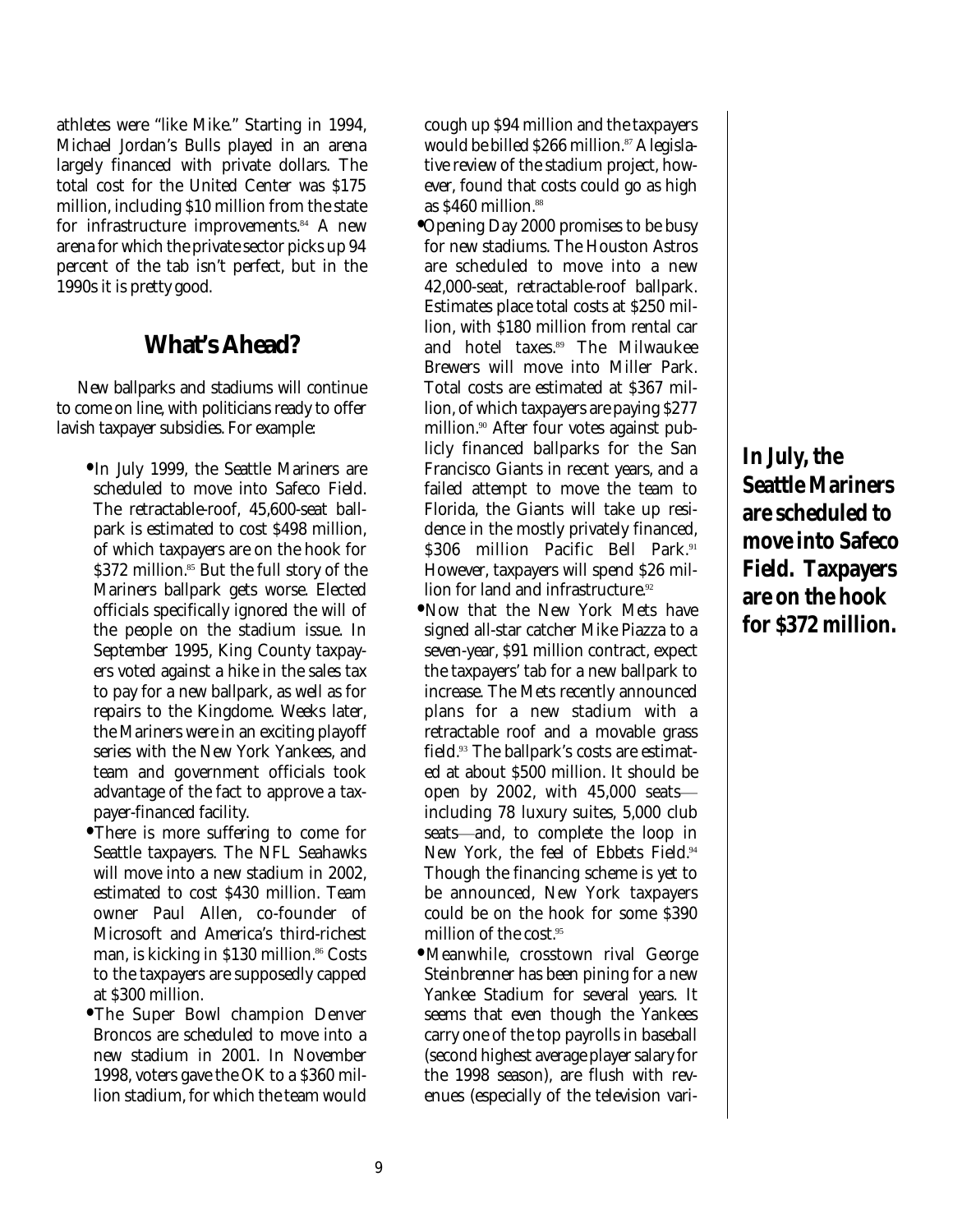athletes were "like Mike." Starting in 1994, Michael Jordan's Bulls played in an arena largely financed with private dollars. The total cost for the United Center was $175 million, including $10 million from the state for infrastructure improvements.[84] A new arena for which the private sector picks up 94 percent of the tab isn't perfect, but in the 1990s it is pretty good.

## What's Ahead?

New ballparks and stadiums will continue to come on line, with politicians ready to offer lavish taxpayer subsidies. For example:

- In July 1999, the Seattle Mariners are scheduled to move into Safeco Field. The retractable-roof, 45,600-seat ballpark is estimated to cost $498 million, of which taxpayers are on the hook for $372 million.[85] But the full story of the Mariners ballpark gets worse. Elected officials specifically ignored the will of the people on the stadium issue. In September 1995, King County taxpayers voted against a hike in the sales tax to pay for a new ballpark, as well as for repairs to the Kingdome. Weeks later, the Mariners were in an exciting playoff series with the New York Yankees, and team and government officials took advantage of the fact to approve a taxpayer-financed facility.
- There is more suffering to come for Seattle taxpayers. The NFL Seahawks will move into a new stadium in 2002, estimated to cost $430 million. Team owner Paul Allen, co-founder of Microsoft and America's third-richest man, is kicking in $130 million.[86] Costs to the taxpayers are supposedly capped at $300 million.
- The Super Bowl champion Denver Broncos are scheduled to move into a new stadium in 2001. In November 1998, voters gave the OK to a $360 million stadium, for which the team would cough up $94 million and the taxpayers would be billed $266 million.[87] A legislative review of the stadium project, however, found that costs could go as high as $460 million.[88]
- Opening Day 2000 promises to be busy for new stadiums. The Houston Astros are scheduled to move into a new 42,000-seat, retractable-roof ballpark. Estimates place total costs at $250 million, with $180 million from rental car and hotel taxes.[89] The Milwaukee Brewers will move into Miller Park. Total costs are estimated at $367 million, of which taxpayers are paying $277 million.[90] After four votes against publicly financed ballparks for the San Francisco Giants in recent years, and a failed attempt to move the team to Florida, the Giants will take up residence in the mostly privately financed, $306 million Pacific Bell Park.[91] However, taxpayers will spend $26 million for land and infrastructure.[92]
- Now that the New York Mets have signed all-star catcher Mike Piazza to a seven-year, $91 million contract, expect the taxpayers' tab for a new ballpark to increase. The Mets recently announced plans for a new stadium with a retractable roof and a movable grass field.[93] The ballpark's costs are estimated at about $500 million. It should be open by 2002, with 45,000 seats—including 78 luxury suites, 5,000 club seats—and, to complete the loop in New York, the feel of Ebbets Field.[94] Though the financing scheme is yet to be announced, New York taxpayers could be on the hook for some $390 million of the cost.[95]
- Meanwhile, crosstown rival George Steinbrenner has been pining for a new Yankee Stadium for several years. It seems that even though the Yankees carry one of the top payrolls in baseball (second highest average player salary for the 1998 season), are flush with revenues (especially of the television vari-

**In July, the Seattle Mariners are scheduled to move into Safeco Field. Taxpayers are on the hook for $372 million.**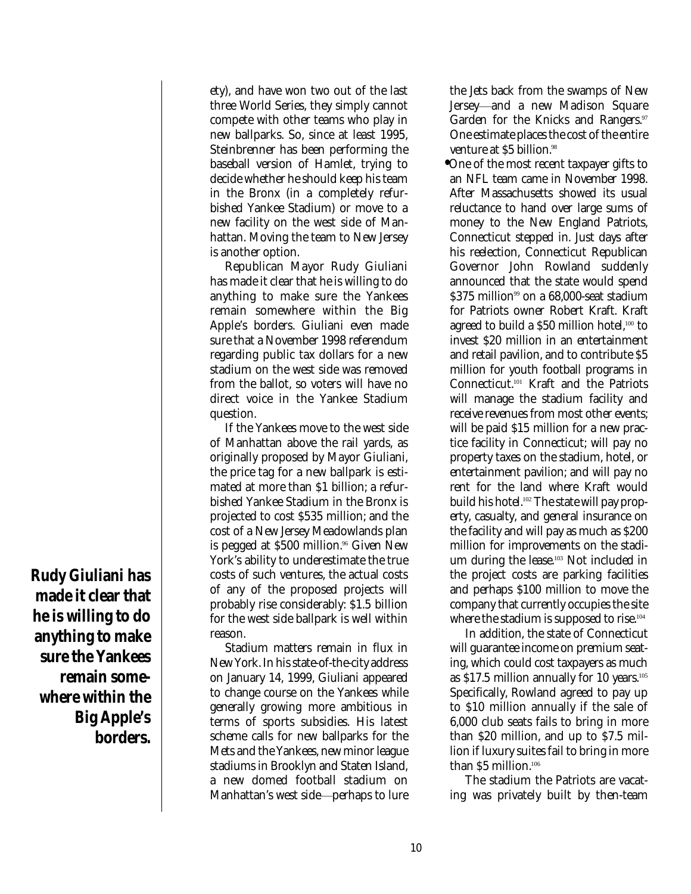ety), and have won two out of the last three World Series, they simply cannot compete with other teams who play in new ballparks. So, since at least 1995, Steinbrenner has been performing the baseball version of Hamlet, trying to decide whether he should keep his team in the Bronx (in a completely refurbished Yankee Stadium) or move to a new facility on the west side of Manhattan. Moving the team to New Jersey is another option.

Republican Mayor Rudy Giuliani has made it clear that he is willing to do anything to make sure the Yankees remain somewhere within the Big Apple's borders. Giuliani even made sure that a November 1998 referendum regarding public tax dollars for a new stadium on the west side was removed from the ballot, so voters will have no direct voice in the Yankee Stadium question.

**Rudy Giuliani has made it clear that he is willing to do anything to make sure the Yankees remain somewhere within the Big Apple's borders.**

If the Yankees move to the west side of Manhattan above the rail yards, as originally proposed by Mayor Giuliani, the price tag for a new ballpark is estimated at more than $1 billion; a refurbished Yankee Stadium in the Bronx is projected to cost $535 million; and the cost of a New Jersey Meadowlands plan is pegged at $500 million.[96] Given New York's ability to underestimate the true costs of such ventures, the actual costs of any of the proposed projects will probably rise considerably: $1.5 billion for the west side ballpark is well within reason.

Stadium matters remain in flux in New York. In his state-of-the-city address on January 14, 1999, Giuliani appeared to change course on the Yankees while generally growing more ambitious in terms of sports subsidies. His latest scheme calls for new ballparks for the Mets and the Yankees, new minor league stadiums in Brooklyn and Staten Island, a new domed football stadium on Manhattan's west side—perhaps to lure the Jets back from the swamps of New Jersey—and a new Madison Square Garden for the Knicks and Rangers.[97] One estimate places the cost of the entire venture at $5 billion.[98]

- One of the most recent taxpayer gifts to an NFL team came in November 1998. After Massachusetts showed its usual reluctance to hand over large sums of money to the New England Patriots, Connecticut stepped in. Just days after his reelection, Connecticut Republican Governor John Rowland suddenly announced that the state would spend $375 million[99] on a 68,000-seat stadium for Patriots owner Robert Kraft. Kraft agreed to build a $50 million hotel,[100] to invest $20 million in an entertainment and retail pavilion, and to contribute $5 million for youth football programs in Connecticut.[101] Kraft and the Patriots will manage the stadium facility and receive revenues from most other events; will be paid $15 million for a new practice facility in Connecticut; will pay no property taxes on the stadium, hotel, or entertainment pavilion; and will pay no rent for the land where Kraft would build his hotel.[102] The state will pay property, casualty, and general insurance on the facility and will pay as much as $200 million for improvements on the stadium during the lease.[103] Not included in the project costs are parking facilities and perhaps $100 million to move the company that currently occupies the site where the stadium is supposed to rise.[104]

In addition, the state of Connecticut will guarantee income on premium seating, which could cost taxpayers as much as $17.5 million annually for 10 years.[105] Specifically, Rowland agreed to pay up to $10 million annually if the sale of 6,000 club seats fails to bring in more than $20 million, and up to $7.5 million if luxury suites fail to bring in more than $5 million.[106]

The stadium the Patriots are vacating was privately built by then-team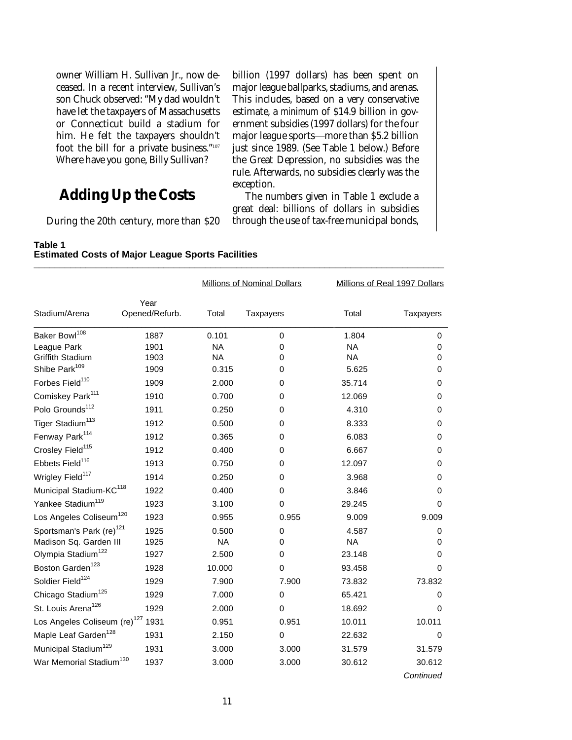owner William H. Sullivan Jr., now deceased. In a recent interview, Sullivan's son Chuck observed: "My dad wouldn't have let the taxpayers of Massachusetts or Connecticut build a stadium for him. He felt the taxpayers shouldn't foot the bill for a private business."[107] Where have you gone, Billy Sullivan?

## Adding Up the Costs

During the 20th century, more than $20 billion (1997 dollars) has been spent on major league ballparks, stadiums, and arenas. This includes, based on a very conservative estimate, a *minimum* of $14.9 billion in government subsidies (1997 dollars) for the four major league sports—more than $5.2 billion just since 1989. (See Table 1 below.) Before the Great Depression, no subsidies was the rule. Afterwards, no subsidies clearly was the exception.

The numbers given in Table 1 exclude a great deal: billions of dollars in subsidies through the use of tax-free municipal bonds,

**Table 1**
**Estimated Costs of Major League Sports Facilities**

| | | Millions of Nominal Dollars | | Millions of Real 1997 Dollars | |
|---|---|---|---|---|---|
| Stadium/Arena | Year Opened/Refurb. | Total | Taxpayers | Total | Taxpayers |
| Baker Bowl[108] | 1887 | 0.101 | 0 | 1.804 | 0 |
| League Park | 1901 | NA | 0 | NA | 0 |
| Griffith Stadium | 1903 | NA | 0 | NA | 0 |
| Shibe Park[109] | 1909 | 0.315 | 0 | 5.625 | 0 |
| Forbes Field[110] | 1909 | 2.000 | 0 | 35.714 | 0 |
| Comiskey Park[111] | 1910 | 0.700 | 0 | 12.069 | 0 |
| Polo Grounds[112] | 1911 | 0.250 | 0 | 4.310 | 0 |
| Tiger Stadium[113] | 1912 | 0.500 | 0 | 8.333 | 0 |
| Fenway Park[114] | 1912 | 0.365 | 0 | 6.083 | 0 |
| Crosley Field[115] | 1912 | 0.400 | 0 | 6.667 | 0 |
| Ebbets Field[116] | 1913 | 0.750 | 0 | 12.097 | 0 |
| Wrigley Field[117] | 1914 | 0.250 | 0 | 3.968 | 0 |
| Municipal Stadium-KC[118] | 1922 | 0.400 | 0 | 3.846 | 0 |
| Yankee Stadium[119] | 1923 | 3.100 | 0 | 29.245 | 0 |
| Los Angeles Coliseum[120] | 1923 | 0.955 | 0.955 | 9.009 | 9.009 |
| Sportsman's Park (re)[121] | 1925 | 0.500 | 0 | 4.587 | 0 |
| Madison Sq. Garden III | 1925 | NA | 0 | NA | 0 |
| Olympia Stadium[122] | 1927 | 2.500 | 0 | 23.148 | 0 |
| Boston Garden[123] | 1928 | 10.000 | 0 | 93.458 | 0 |
| Soldier Field[124] | 1929 | 7.900 | 7.900 | 73.832 | 73.832 |
| Chicago Stadium[125] | 1929 | 7.000 | 0 | 65.421 | 0 |
| St. Louis Arena[126] | 1929 | 2.000 | 0 | 18.692 | 0 |
| Los Angeles Coliseum (re)[127] | 1931 | 0.951 | 0.951 | 10.011 | 10.011 |
| Maple Leaf Garden[128] | 1931 | 2.150 | 0 | 22.632 | 0 |
| Municipal Stadium[129] | 1931 | 3.000 | 3.000 | 31.579 | 31.579 |
| War Memorial Stadium[130] | 1937 | 3.000 | 3.000 | 30.612 | 30.612 |

*Continued*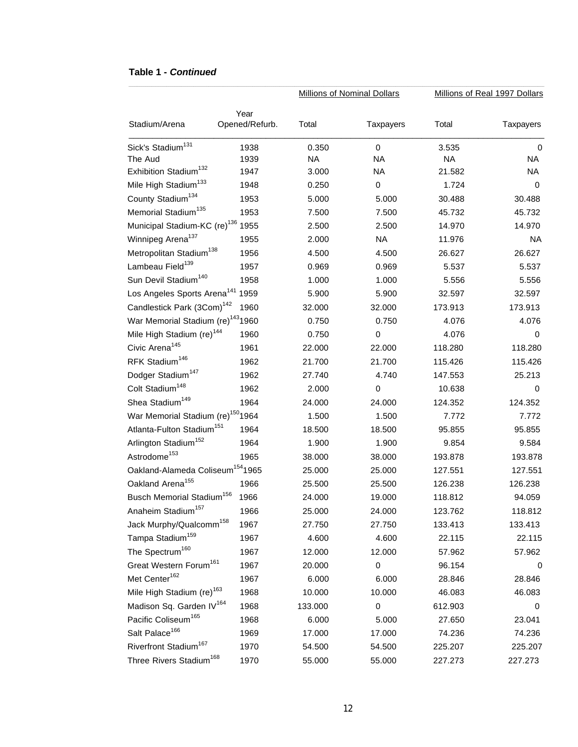**Table 1 - *Continued***

| | | Millions of Nominal Dollars | | Millions of Real 1997 Dollars | |
|---|---|---|---|---|---|
| Stadium/Arena | Year Opened/Refurb. | Total | Taxpayers | Total | Taxpayers |
| Sick's Stadium[131] | 1938 | 0.350 | 0 | 3.535 | 0 |
| The Aud | 1939 | NA | NA | NA | NA |
| Exhibition Stadium[132] | 1947 | 3.000 | NA | 21.582 | NA |
| Mile High Stadium[133] | 1948 | 0.250 | 0 | 1.724 | 0 |
| County Stadium[134] | 1953 | 5.000 | 5.000 | 30.488 | 30.488 |
| Memorial Stadium[135] | 1953 | 7.500 | 7.500 | 45.732 | 45.732 |
| Municipal Stadium-KC (re)[136] | 1955 | 2.500 | 2.500 | 14.970 | 14.970 |
| Winnipeg Arena[137] | 1955 | 2.000 | NA | 11.976 | NA |
| Metropolitan Stadium[138] | 1956 | 4.500 | 4.500 | 26.627 | 26.627 |
| Lambeau Field[139] | 1957 | 0.969 | 0.969 | 5.537 | 5.537 |
| Sun Devil Stadium[140] | 1958 | 1.000 | 1.000 | 5.556 | 5.556 |
| Los Angeles Sports Arena[141] | 1959 | 5.900 | 5.900 | 32.597 | 32.597 |
| Candlestick Park (3Com)[142] | 1960 | 32.000 | 32.000 | 173.913 | 173.913 |
| War Memorial Stadium (re)[143] | 1960 | 0.750 | 0.750 | 4.076 | 4.076 |
| Mile High Stadium (re)[144] | 1960 | 0.750 | 0 | 4.076 | 0 |
| Civic Arena[145] | 1961 | 22.000 | 22.000 | 118.280 | 118.280 |
| RFK Stadium[146] | 1962 | 21.700 | 21.700 | 115.426 | 115.426 |
| Dodger Stadium[147] | 1962 | 27.740 | 4.740 | 147.553 | 25.213 |
| Colt Stadium[148] | 1962 | 2.000 | 0 | 10.638 | 0 |
| Shea Stadium[149] | 1964 | 24.000 | 24.000 | 124.352 | 124.352 |
| War Memorial Stadium (re)[150] | 1964 | 1.500 | 1.500 | 7.772 | 7.772 |
| Atlanta-Fulton Stadium[151] | 1964 | 18.500 | 18.500 | 95.855 | 95.855 |
| Arlington Stadium[152] | 1964 | 1.900 | 1.900 | 9.854 | 9.584 |
| Astrodome[153] | 1965 | 38.000 | 38.000 | 193.878 | 193.878 |
| Oakland-Alameda Coliseum[154] | 1965 | 25.000 | 25.000 | 127.551 | 127.551 |
| Oakland Arena[155] | 1966 | 25.500 | 25.500 | 126.238 | 126.238 |
| Busch Memorial Stadium[156] | 1966 | 24.000 | 19.000 | 118.812 | 94.059 |
| Anaheim Stadium[157] | 1966 | 25.000 | 24.000 | 123.762 | 118.812 |
| Jack Murphy/Qualcomm[158] | 1967 | 27.750 | 27.750 | 133.413 | 133.413 |
| Tampa Stadium[159] | 1967 | 4.600 | 4.600 | 22.115 | 22.115 |
| The Spectrum[160] | 1967 | 12.000 | 12.000 | 57.962 | 57.962 |
| Great Western Forum[161] | 1967 | 20.000 | 0 | 96.154 | 0 |
| Met Center[162] | 1967 | 6.000 | 6.000 | 28.846 | 28.846 |
| Mile High Stadium (re)[163] | 1968 | 10.000 | 10.000 | 46.083 | 46.083 |
| Madison Sq. Garden IV[164] | 1968 | 133.000 | 0 | 612.903 | 0 |
| Pacific Coliseum[165] | 1968 | 6.000 | 5.000 | 27.650 | 23.041 |
| Salt Palace[166] | 1969 | 17.000 | 17.000 | 74.236 | 74.236 |
| Riverfront Stadium[167] | 1970 | 54.500 | 54.500 | 225.207 | 225.207 |
| Three Rivers Stadium[168] | 1970 | 55.000 | 55.000 | 227.273 | 227.273 |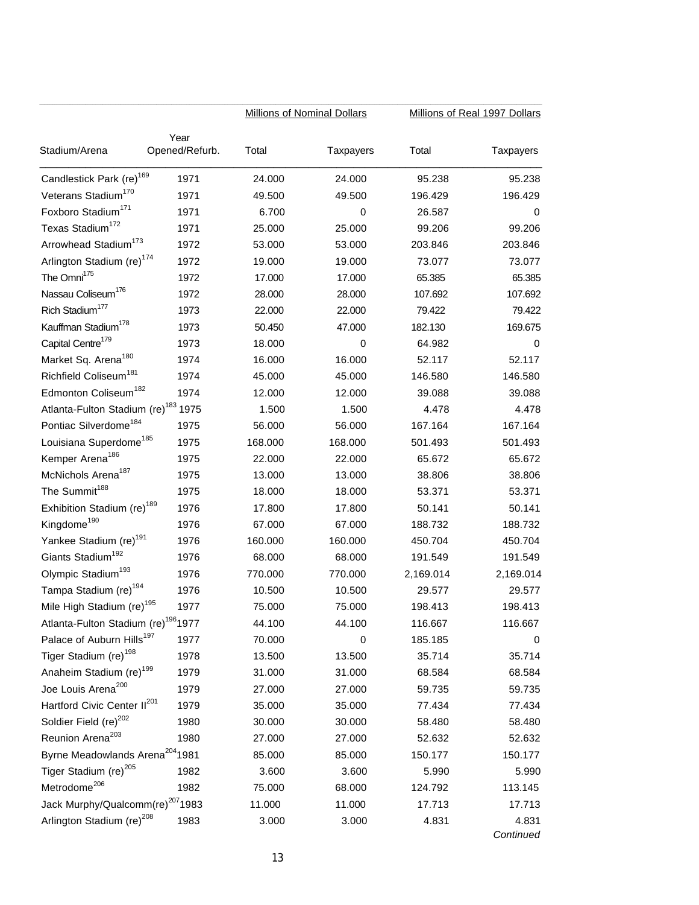| Stadium/Arena | Year Opened/Refurb. | Millions of Nominal Dollars Total | Millions of Nominal Dollars Taxpayers | Millions of Real 1997 Dollars Total | Millions of Real 1997 Dollars Taxpayers |
|---|---|---|---|---|---|
| Candlestick Park (re)[169] | 1971 | 24.000 | 24.000 | 95.238 | 95.238 |
| Veterans Stadium[170] | 1971 | 49.500 | 49.500 | 196.429 | 196.429 |
| Foxboro Stadium[171] | 1971 | 6.700 | 0 | 26.587 | 0 |
| Texas Stadium[172] | 1971 | 25.000 | 25.000 | 99.206 | 99.206 |
| Arrowhead Stadium[173] | 1972 | 53.000 | 53.000 | 203.846 | 203.846 |
| Arlington Stadium (re)[174] | 1972 | 19.000 | 19.000 | 73.077 | 73.077 |
| The Omni[175] | 1972 | 17.000 | 17.000 | 65.385 | 65.385 |
| Nassau Coliseum[176] | 1972 | 28.000 | 28.000 | 107.692 | 107.692 |
| Rich Stadium[177] | 1973 | 22.000 | 22.000 | 79.422 | 79.422 |
| Kauffman Stadium[178] | 1973 | 50.450 | 47.000 | 182.130 | 169.675 |
| Capital Centre[179] | 1973 | 18.000 | 0 | 64.982 | 0 |
| Market Sq. Arena[180] | 1974 | 16.000 | 16.000 | 52.117 | 52.117 |
| Richfield Coliseum[181] | 1974 | 45.000 | 45.000 | 146.580 | 146.580 |
| Edmonton Coliseum[182] | 1974 | 12.000 | 12.000 | 39.088 | 39.088 |
| Atlanta-Fulton Stadium (re)[183] | 1975 | 1.500 | 1.500 | 4.478 | 4.478 |
| Pontiac Silverdome[184] | 1975 | 56.000 | 56.000 | 167.164 | 167.164 |
| Louisiana Superdome[185] | 1975 | 168.000 | 168.000 | 501.493 | 501.493 |
| Kemper Arena[186] | 1975 | 22.000 | 22.000 | 65.672 | 65.672 |
| McNichols Arena[187] | 1975 | 13.000 | 13.000 | 38.806 | 38.806 |
| The Summit[188] | 1975 | 18.000 | 18.000 | 53.371 | 53.371 |
| Exhibition Stadium (re)[189] | 1976 | 17.800 | 17.800 | 50.141 | 50.141 |
| Kingdome[190] | 1976 | 67.000 | 67.000 | 188.732 | 188.732 |
| Yankee Stadium (re)[191] | 1976 | 160.000 | 160.000 | 450.704 | 450.704 |
| Giants Stadium[192] | 1976 | 68.000 | 68.000 | 191.549 | 191.549 |
| Olympic Stadium[193] | 1976 | 770.000 | 770.000 | 2,169.014 | 2,169.014 |
| Tampa Stadium (re)[194] | 1976 | 10.500 | 10.500 | 29.577 | 29.577 |
| Mile High Stadium (re)[195] | 1977 | 75.000 | 75.000 | 198.413 | 198.413 |
| Atlanta-Fulton Stadium (re)[196] | 1977 | 44.100 | 44.100 | 116.667 | 116.667 |
| Palace of Auburn Hills[197] | 1977 | 70.000 | 0 | 185.185 | 0 |
| Tiger Stadium (re)[198] | 1978 | 13.500 | 13.500 | 35.714 | 35.714 |
| Anaheim Stadium (re)[199] | 1979 | 31.000 | 31.000 | 68.584 | 68.584 |
| Joe Louis Arena[200] | 1979 | 27.000 | 27.000 | 59.735 | 59.735 |
| Hartford Civic Center II[201] | 1979 | 35.000 | 35.000 | 77.434 | 77.434 |
| Soldier Field (re)[202] | 1980 | 30.000 | 30.000 | 58.480 | 58.480 |
| Reunion Arena[203] | 1980 | 27.000 | 27.000 | 52.632 | 52.632 |
| Byrne Meadowlands Arena[204] | 1981 | 85.000 | 85.000 | 150.177 | 150.177 |
| Tiger Stadium (re)[205] | 1982 | 3.600 | 3.600 | 5.990 | 5.990 |
| Metrodome[206] | 1982 | 75.000 | 68.000 | 124.792 | 113.145 |
| Jack Murphy/Qualcomm(re)[207] | 1983 | 11.000 | 11.000 | 17.713 | 17.713 |
| Arlington Stadium (re)[208] | 1983 | 3.000 | 3.000 | 4.831 | 4.831 |

*Continued*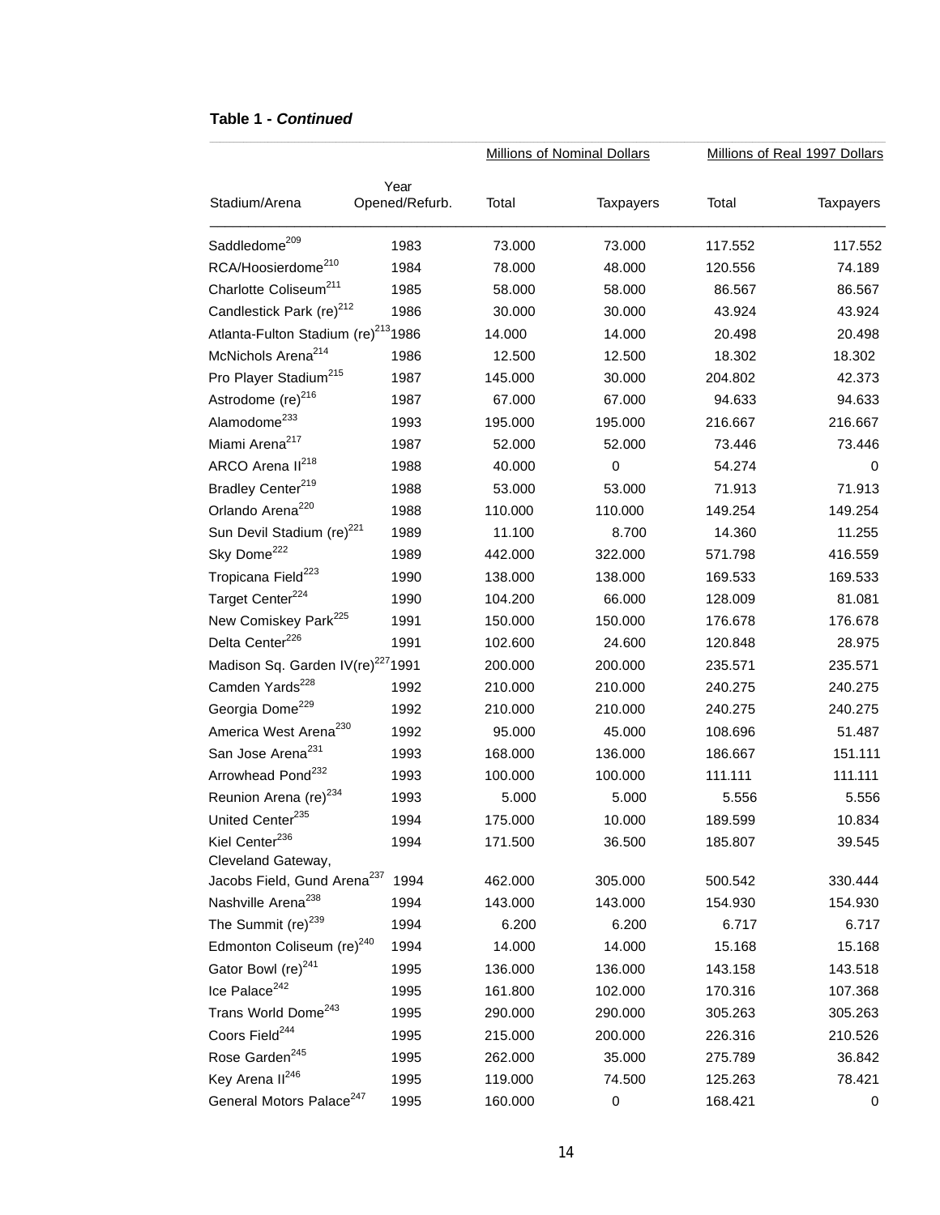**Table 1 - *Continued***

| Stadium/Arena | Year Opened/Refurb. | Millions of Nominal Dollars | | Millions of Real 1997 Dollars | |
|---|---|---|---|---|---|
| | | Total | Taxpayers | Total | Taxpayers |
| Saddledome[209] | 1983 | 73.000 | 73.000 | 117.552 | 117.552 |
| RCA/Hoosierdome[210] | 1984 | 78.000 | 48.000 | 120.556 | 74.189 |
| Charlotte Coliseum[211] | 1985 | 58.000 | 58.000 | 86.567 | 86.567 |
| Candlestick Park (re)[212] | 1986 | 30.000 | 30.000 | 43.924 | 43.924 |
| Atlanta-Fulton Stadium (re)[213] | 1986 | 14.000 | 14.000 | 20.498 | 20.498 |
| McNichols Arena[214] | 1986 | 12.500 | 12.500 | 18.302 | 18.302 |
| Pro Player Stadium[215] | 1987 | 145.000 | 30.000 | 204.802 | 42.373 |
| Astrodome (re)[216] | 1987 | 67.000 | 67.000 | 94.633 | 94.633 |
| Alamodome[233] | 1993 | 195.000 | 195.000 | 216.667 | 216.667 |
| Miami Arena[217] | 1987 | 52.000 | 52.000 | 73.446 | 73.446 |
| ARCO Arena II[218] | 1988 | 40.000 | 0 | 54.274 | 0 |
| Bradley Center[219] | 1988 | 53.000 | 53.000 | 71.913 | 71.913 |
| Orlando Arena[220] | 1988 | 110.000 | 110.000 | 149.254 | 149.254 |
| Sun Devil Stadium (re)[221] | 1989 | 11.100 | 8.700 | 14.360 | 11.255 |
| Sky Dome[222] | 1989 | 442.000 | 322.000 | 571.798 | 416.559 |
| Tropicana Field[223] | 1990 | 138.000 | 138.000 | 169.533 | 169.533 |
| Target Center[224] | 1990 | 104.200 | 66.000 | 128.009 | 81.081 |
| New Comiskey Park[225] | 1991 | 150.000 | 150.000 | 176.678 | 176.678 |
| Delta Center[226] | 1991 | 102.600 | 24.600 | 120.848 | 28.975 |
| Madison Sq. Garden IV(re)[227] | 1991 | 200.000 | 200.000 | 235.571 | 235.571 |
| Camden Yards[228] | 1992 | 210.000 | 210.000 | 240.275 | 240.275 |
| Georgia Dome[229] | 1992 | 210.000 | 210.000 | 240.275 | 240.275 |
| America West Arena[230] | 1992 | 95.000 | 45.000 | 108.696 | 51.487 |
| San Jose Arena[231] | 1993 | 168.000 | 136.000 | 186.667 | 151.111 |
| Arrowhead Pond[232] | 1993 | 100.000 | 100.000 | 111.111 | 111.111 |
| Reunion Arena (re)[234] | 1993 | 5.000 | 5.000 | 5.556 | 5.556 |
| United Center[235] | 1994 | 175.000 | 10.000 | 189.599 | 10.834 |
| Kiel Center[236] | 1994 | 171.500 | 36.500 | 185.807 | 39.545 |
| Cleveland Gateway, Jacobs Field, Gund Arena[237] | 1994 | 462.000 | 305.000 | 500.542 | 330.444 |
| Nashville Arena[238] | 1994 | 143.000 | 143.000 | 154.930 | 154.930 |
| The Summit (re)[239] | 1994 | 6.200 | 6.200 | 6.717 | 6.717 |
| Edmonton Coliseum (re)[240] | 1994 | 14.000 | 14.000 | 15.168 | 15.168 |
| Gator Bowl (re)[241] | 1995 | 136.000 | 136.000 | 143.158 | 143.518 |
| Ice Palace[242] | 1995 | 161.800 | 102.000 | 170.316 | 107.368 |
| Trans World Dome[243] | 1995 | 290.000 | 290.000 | 305.263 | 305.263 |
| Coors Field[244] | 1995 | 215.000 | 200.000 | 226.316 | 210.526 |
| Rose Garden[245] | 1995 | 262.000 | 35.000 | 275.789 | 36.842 |
| Key Arena II[246] | 1995 | 119.000 | 74.500 | 125.263 | 78.421 |
| General Motors Palace[247] | 1995 | 160.000 | 0 | 168.421 | 0 |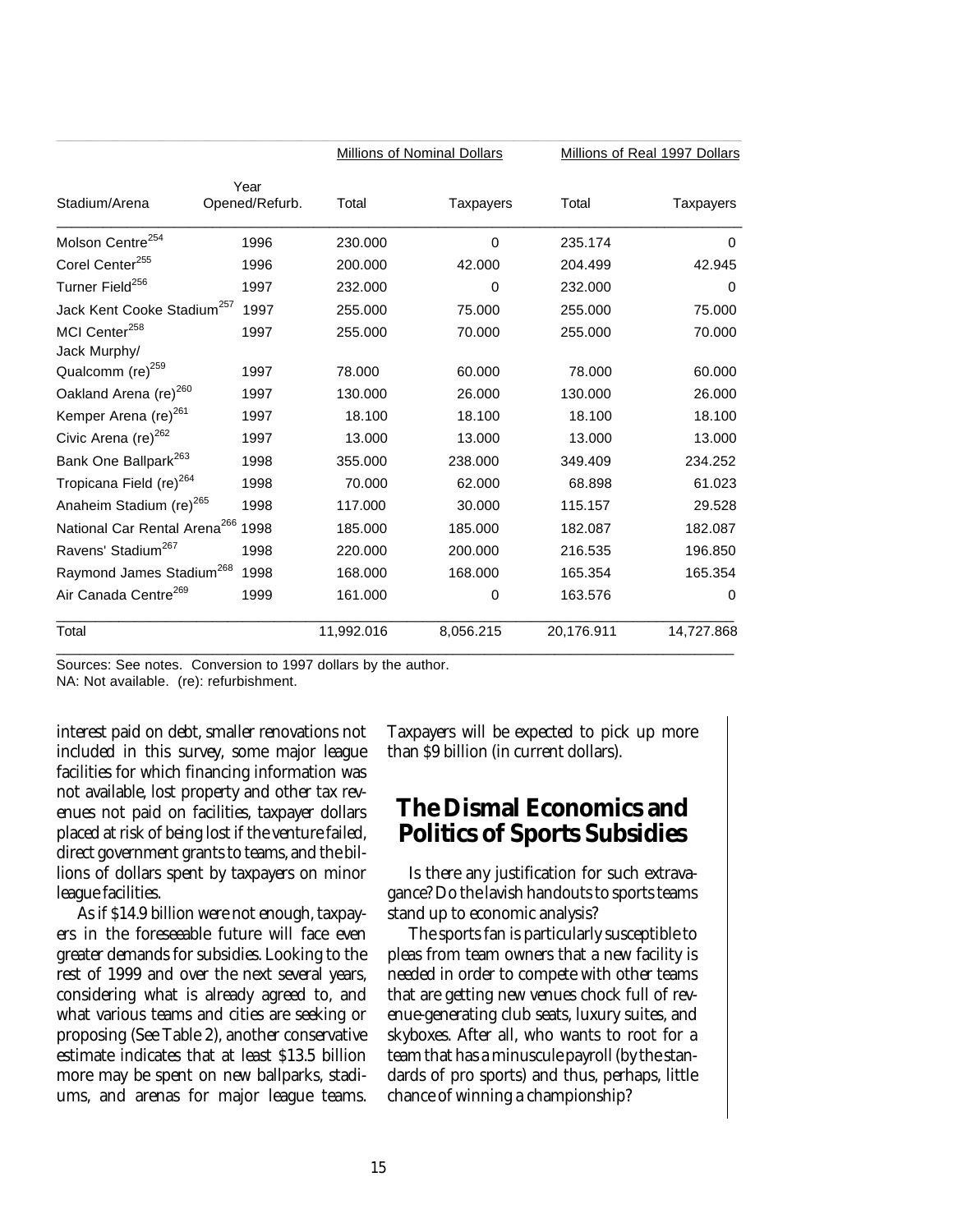| | | Millions of Nominal Dollars | | Millions of Real 1997 Dollars | |
|---|---|---|---|---|---|
| Stadium/Arena | Year Opened/Refurb. | Total | Taxpayers | Total | Taxpayers |
| Molson Centre[254] | 1996 | 230.000 | 0 | 235.174 | 0 |
| Corel Center[255] | 1996 | 200.000 | 42.000 | 204.499 | 42.945 |
| Turner Field[256] | 1997 | 232.000 | 0 | 232.000 | 0 |
| Jack Kent Cooke Stadium[257] | 1997 | 255.000 | 75.000 | 255.000 | 75.000 |
| MCI Center[258] | 1997 | 255.000 | 70.000 | 255.000 | 70.000 |
| Jack Murphy/ Qualcomm (re)[259] | 1997 | 78.000 | 60.000 | 78.000 | 60.000 |
| Oakland Arena (re)[260] | 1997 | 130.000 | 26.000 | 130.000 | 26.000 |
| Kemper Arena (re)[261] | 1997 | 18.100 | 18.100 | 18.100 | 18.100 |
| Civic Arena (re)[262] | 1997 | 13.000 | 13.000 | 13.000 | 13.000 |
| Bank One Ballpark[263] | 1998 | 355.000 | 238.000 | 349.409 | 234.252 |
| Tropicana Field (re)[264] | 1998 | 70.000 | 62.000 | 68.898 | 61.023 |
| Anaheim Stadium (re)[265] | 1998 | 117.000 | 30.000 | 115.157 | 29.528 |
| National Car Rental Arena[266] | 1998 | 185.000 | 185.000 | 182.087 | 182.087 |
| Ravens' Stadium[267] | 1998 | 220.000 | 200.000 | 216.535 | 196.850 |
| Raymond James Stadium[268] | 1998 | 168.000 | 168.000 | 165.354 | 165.354 |
| Air Canada Centre[269] | 1999 | 161.000 | 0 | 163.576 | 0 |
| Total | | 11,992.016 | 8,056.215 | 20,176.911 | 14,727.868 |

Sources: See notes. Conversion to 1997 dollars by the author.
NA: Not available. (re): refurbishment.

interest paid on debt, smaller renovations not included in this survey, some major league facilities for which financing information was not available, lost property and other tax revenues not paid on facilities, taxpayer dollars placed at risk of being lost if the venture failed, direct government grants to teams, and the billions of dollars spent by taxpayers on minor league facilities.

As if $14.9 billion were not enough, taxpayers in the foreseeable future will face even greater demands for subsidies. Looking to the rest of 1999 and over the next several years, considering what is already agreed to, and what various teams and cities are seeking or proposing (See Table 2), another conservative estimate indicates that at least $13.5 billion more may be spent on new ballparks, stadiums, and arenas for major league teams. Taxpayers will be expected to pick up more than $9 billion (in current dollars).

## The Dismal Economics and Politics of Sports Subsidies

Is there any justification for such extravagance? Do the lavish handouts to sports teams stand up to economic analysis?

The sports fan is particularly susceptible to pleas from team owners that a new facility is needed in order to compete with other teams that are getting new venues chock full of revenue-generating club seats, luxury suites, and skyboxes. After all, who wants to root for a team that has a minuscule payroll (by the standards of pro sports) and thus, perhaps, little chance of winning a championship?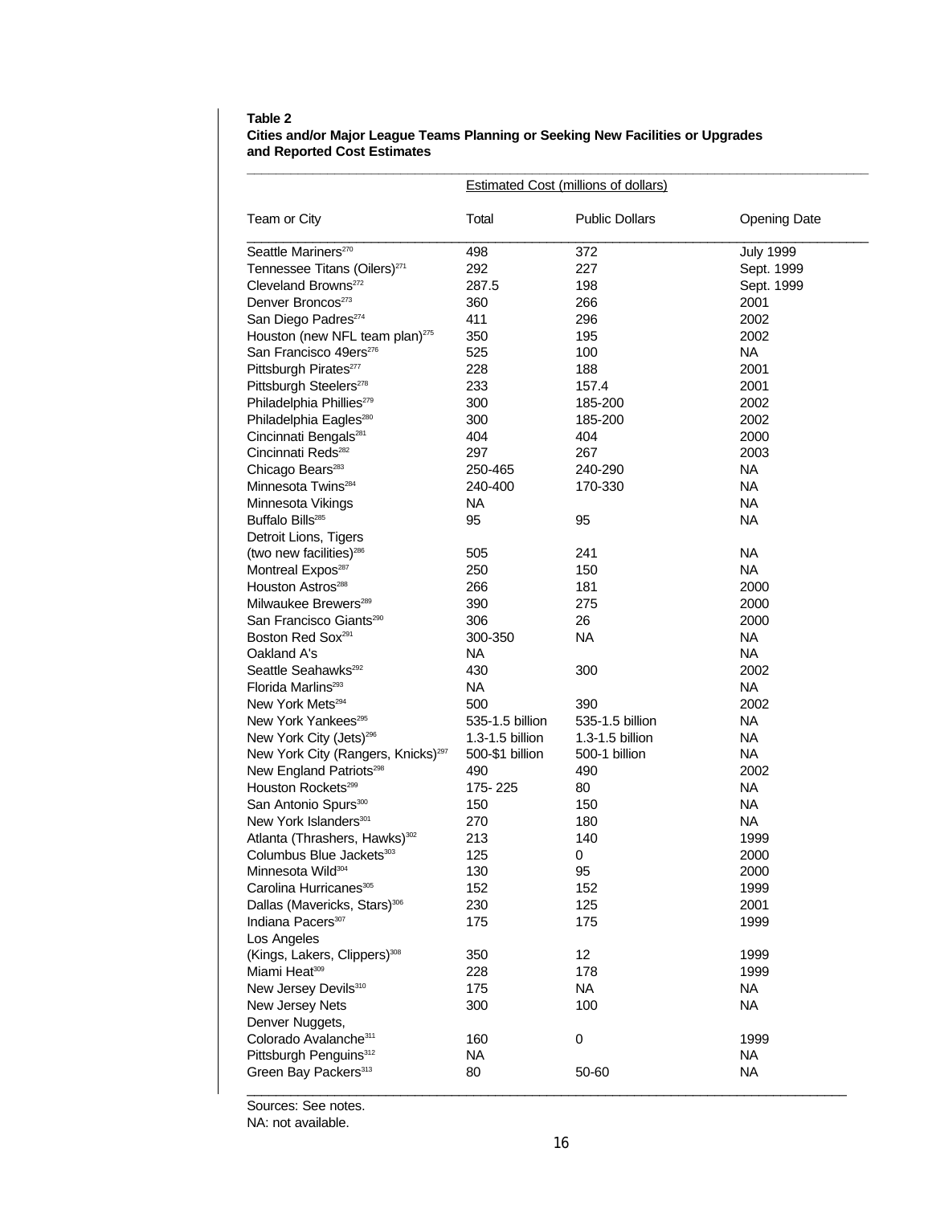**Table 2**
**Cities and/or Major League Teams Planning or Seeking New Facilities or Upgrades and Reported Cost Estimates**

| | Estimated Cost (millions of dollars) | | |
|---|---|---|---|
| Team or City | Total | Public Dollars | Opening Date |
| Seattle Mariners[270] | 498 | 372 | July 1999 |
| Tennessee Titans (Oilers)[271] | 292 | 227 | Sept. 1999 |
| Cleveland Browns[272] | 287.5 | 198 | Sept. 1999 |
| Denver Broncos[273] | 360 | 266 | 2001 |
| San Diego Padres[274] | 411 | 296 | 2002 |
| Houston (new NFL team plan)[275] | 350 | 195 | 2002 |
| San Francisco 49ers[276] | 525 | 100 | NA |
| Pittsburgh Pirates[277] | 228 | 188 | 2001 |
| Pittsburgh Steelers[278] | 233 | 157.4 | 2001 |
| Philadelphia Phillies[279] | 300 | 185-200 | 2002 |
| Philadelphia Eagles[280] | 300 | 185-200 | 2002 |
| Cincinnati Bengals[281] | 404 | 404 | 2000 |
| Cincinnati Reds[282] | 297 | 267 | 2003 |
| Chicago Bears[283] | 250-465 | 240-290 | NA |
| Minnesota Twins[284] | 240-400 | 170-330 | NA |
| Minnesota Vikings | NA | | NA |
| Buffalo Bills[285] | 95 | 95 | NA |
| Detroit Lions, Tigers (two new facilities)[286] | 505 | 241 | NA |
| Montreal Expos[287] | 250 | 150 | NA |
| Houston Astros[288] | 266 | 181 | 2000 |
| Milwaukee Brewers[289] | 390 | 275 | 2000 |
| San Francisco Giants[290] | 306 | 26 | 2000 |
| Boston Red Sox[291] | 300-350 | NA | NA |
| Oakland A's | NA | | NA |
| Seattle Seahawks[292] | 430 | 300 | 2002 |
| Florida Marlins[293] | NA | | NA |
| New York Mets[294] | 500 | 390 | 2002 |
| New York Yankees[295] | 535-1.5 billion | 535-1.5 billion | NA |
| New York City (Jets)[296] | 1.3-1.5 billion | 1.3-1.5 billion | NA |
| New York City (Rangers, Knicks)[297] | 500-$1 billion | 500-1 billion | NA |
| New England Patriots[298] | 490 | 490 | 2002 |
| Houston Rockets[299] | 175- 225 | 80 | NA |
| San Antonio Spurs[300] | 150 | 150 | NA |
| New York Islanders[301] | 270 | 180 | NA |
| Atlanta (Thrashers, Hawks)[302] | 213 | 140 | 1999 |
| Columbus Blue Jackets[303] | 125 | 0 | 2000 |
| Minnesota Wild[304] | 130 | 95 | 2000 |
| Carolina Hurricanes[305] | 152 | 152 | 1999 |
| Dallas (Mavericks, Stars)[306] | 230 | 125 | 2001 |
| Indiana Pacers[307] | 175 | 175 | 1999 |
| Los Angeles (Kings, Lakers, Clippers)[308] | 350 | 12 | 1999 |
| Miami Heat[309] | 228 | 178 | 1999 |
| New Jersey Devils[310] | 175 | NA | NA |
| New Jersey Nets | 300 | 100 | NA |
| Denver Nuggets, Colorado Avalanche[311] | 160 | 0 | 1999 |
| Pittsburgh Penguins[312] | NA | | NA |
| Green Bay Packers[313] | 80 | 50-60 | NA |

Sources: See notes.
NA: not available.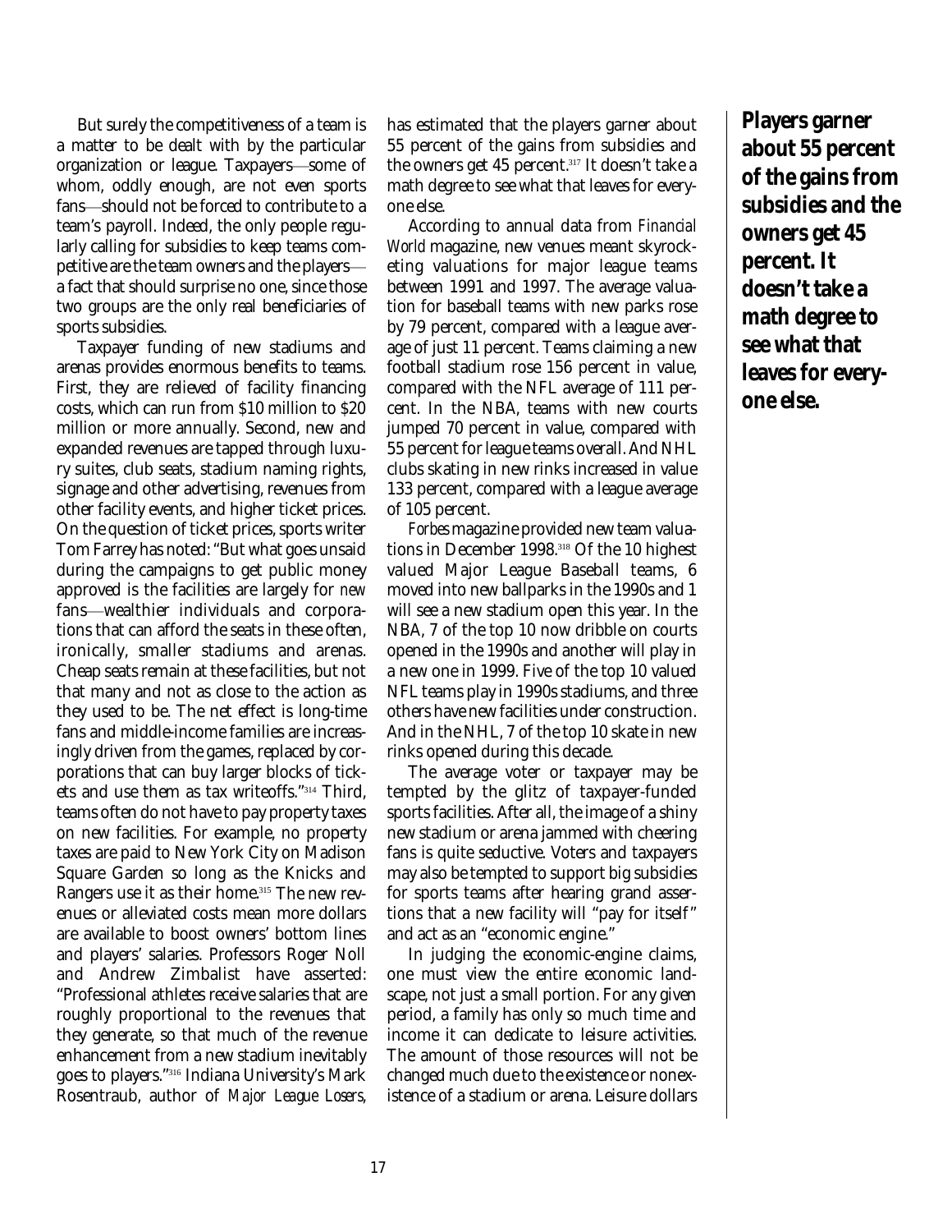But surely the competitiveness of a team is a matter to be dealt with by the particular organization or league. Taxpayers—some of whom, oddly enough, are not even sports fans—should not be forced to contribute to a team's payroll. Indeed, the only people regularly calling for subsidies to keep teams competitive are the team owners and the players—a fact that should surprise no one, since those two groups are the only real beneficiaries of sports subsidies.

Taxpayer funding of new stadiums and arenas provides enormous benefits to teams. First, they are relieved of facility financing costs, which can run from $10 million to $20 million or more annually. Second, new and expanded revenues are tapped through luxury suites, club seats, stadium naming rights, signage and other advertising, revenues from other facility events, and higher ticket prices. On the question of ticket prices, sports writer Tom Farrey has noted: "But what goes unsaid during the campaigns to get public money approved is the facilities are largely for *new* fans—wealthier individuals and corporations that can afford the seats in these often, ironically, smaller stadiums and arenas. Cheap seats remain at these facilities, but not that many and not as close to the action as they used to be. The net effect is long-time fans and middle-income families are increasingly driven from the games, replaced by corporations that can buy larger blocks of tickets and use them as tax writeoffs."[314] Third, teams often do not have to pay property taxes on new facilities. For example, no property taxes are paid to New York City on Madison Square Garden so long as the Knicks and Rangers use it as their home.[315] The new revenues or alleviated costs mean more dollars are available to boost owners' bottom lines and players' salaries. Professors Roger Noll and Andrew Zimbalist have asserted: "Professional athletes receive salaries that are roughly proportional to the revenues that they generate, so that much of the revenue enhancement from a new stadium inevitably goes to players."[316] Indiana University's Mark Rosentraub, author of *Major League Losers*, has estimated that the players garner about 55 percent of the gains from subsidies and the owners get 45 percent.[317] It doesn't take a math degree to see what that leaves for everyone else.

**Players garner about 55 percent of the gains from subsidies and the owners get 45 percent. It doesn't take a math degree to see what that leaves for everyone else.**

According to annual data from *Financial World* magazine, new venues meant skyrocketing valuations for major league teams between 1991 and 1997. The average valuation for baseball teams with new parks rose by 79 percent, compared with a league average of just 11 percent. Teams claiming a new football stadium rose 156 percent in value, compared with the NFL average of 111 percent. In the NBA, teams with new courts jumped 70 percent in value, compared with 55 percent for league teams overall. And NHL clubs skating in new rinks increased in value 133 percent, compared with a league average of 105 percent.

*Forbes* magazine provided new team valuations in December 1998.[318] Of the 10 highest valued Major League Baseball teams, 6 moved into new ballparks in the 1990s and 1 will see a new stadium open this year. In the NBA, 7 of the top 10 now dribble on courts opened in the 1990s and another will play in a new one in 1999. Five of the top 10 valued NFL teams play in 1990s stadiums, and three others have new facilities under construction. And in the NHL, 7 of the top 10 skate in new rinks opened during this decade.

The average voter or taxpayer may be tempted by the glitz of taxpayer-funded sports facilities. After all, the image of a shiny new stadium or arena jammed with cheering fans is quite seductive. Voters and taxpayers may also be tempted to support big subsidies for sports teams after hearing grand assertions that a new facility will "pay for itself" and act as an "economic engine."

In judging the economic-engine claims, one must view the entire economic landscape, not just a small portion. For any given period, a family has only so much time and income it can dedicate to leisure activities. The amount of those resources will not be changed much due to the existence or nonexistence of a stadium or arena. Leisure dollars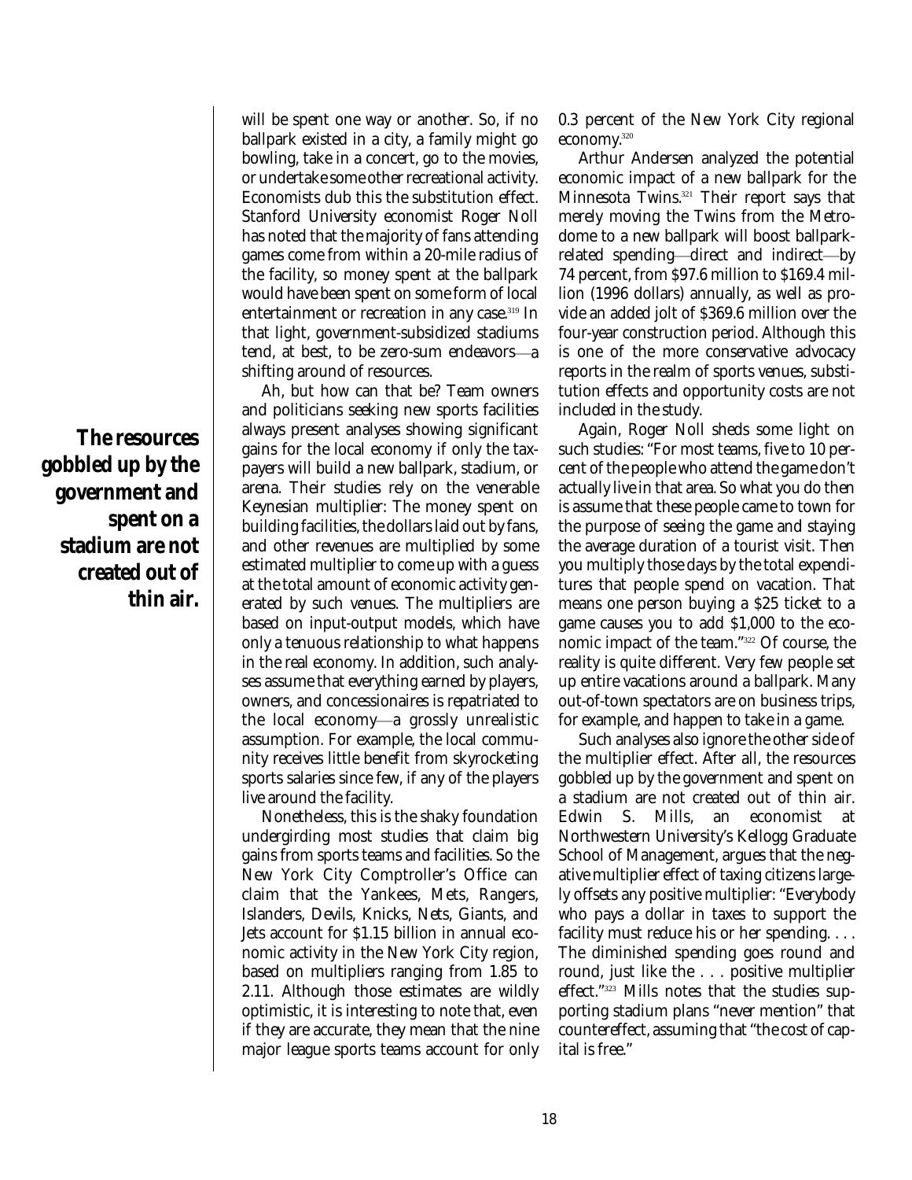will be spent one way or another. So, if no ballpark existed in a city, a family might go bowling, take in a concert, go to the movies, or undertake some other recreational activity. Economists dub this the substitution effect. Stanford University economist Roger Noll has noted that the majority of fans attending games come from within a 20-mile radius of the facility, so money spent at the ballpark would have been spent on some form of local entertainment or recreation in any case.[319] In that light, government-subsidized stadiums tend, at best, to be zero-sum endeavors—a shifting around of resources.

Ah, but how can that be? Team owners and politicians seeking new sports facilities always present analyses showing significant gains for the local economy if only the taxpayers will build a new ballpark, stadium, or arena. Their studies rely on the venerable Keynesian multiplier: The money spent on building facilities, the dollars laid out by fans, and other revenues are multiplied by some estimated multiplier to come up with a guess at the total amount of economic activity generated by such venues. The multipliers are based on input-output models, which have only a tenuous relationship to what happens in the real economy. In addition, such analyses assume that everything earned by players, owners, and concessionaires is repatriated to the local economy—a grossly unrealistic assumption. For example, the local community receives little benefit from skyrocketing sports salaries since few, if any of the players live around the facility.

Nonetheless, this is the shaky foundation undergirding most studies that claim big gains from sports teams and facilities. So the New York City Comptroller's Office can claim that the Yankees, Mets, Rangers, Islanders, Devils, Knicks, Nets, Giants, and Jets account for $1.15 billion in annual economic activity in the New York City region, based on multipliers ranging from 1.85 to 2.11. Although those estimates are wildly optimistic, it is interesting to note that, even if they are accurate, they mean that the nine major league sports teams account for only 0.3 percent of the New York City regional economy.[320]

Arthur Andersen analyzed the potential economic impact of a new ballpark for the Minnesota Twins.[321] Their report says that merely moving the Twins from the Metrodome to a new ballpark will boost ballpark-related spending—direct and indirect—by 74 percent, from $97.6 million to $169.4 million (1996 dollars) annually, as well as provide an added jolt of $369.6 million over the four-year construction period. Although this is one of the more conservative advocacy reports in the realm of sports venues, substitution effects and opportunity costs are not included in the study.

Again, Roger Noll sheds some light on such studies: "For most teams, five to 10 percent of the people who attend the game don't actually live in that area. So what you do then is assume that these people came to town for the purpose of seeing the game and staying the average duration of a tourist visit. Then you multiply those days by the total expenditures that people spend on vacation. That means one person buying a $25 ticket to a game causes you to add $1,000 to the economic impact of the team."[322] Of course, the reality is quite different. Very few people set up entire vacations around a ballpark. Many out-of-town spectators are on business trips, for example, and happen to take in a game.

**The resources gobbled up by the government and spent on a stadium are not created out of thin air.**

Such analyses also ignore the other side of the multiplier effect. After all, the resources gobbled up by the government and spent on a stadium are not created out of thin air. Edwin S. Mills, an economist at Northwestern University's Kellogg Graduate School of Management, argues that the negative multiplier effect of taxing citizens largely offsets any positive multiplier: "Everybody who pays a dollar in taxes to support the facility must reduce his or her spending. . . . The diminished spending goes round and round, just like the . . . positive multiplier effect."[323] Mills notes that the studies supporting stadium plans "never mention" that countereffect, assuming that "the cost of capital is free."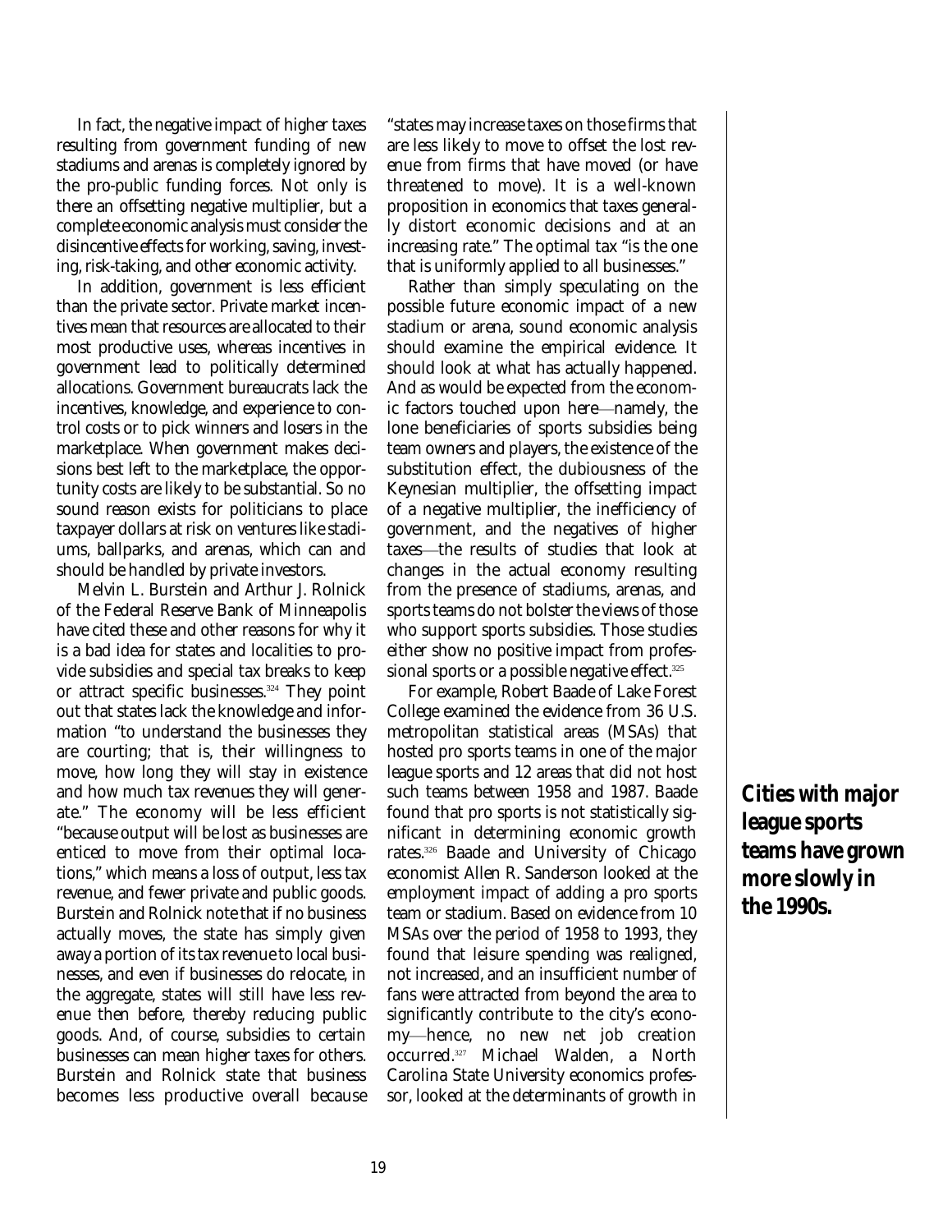In fact, the negative impact of higher taxes resulting from government funding of new stadiums and arenas is completely ignored by the pro-public funding forces. Not only is there an offsetting negative multiplier, but a complete economic analysis must consider the disincentive effects for working, saving, investing, risk-taking, and other economic activity.

In addition, government is less efficient than the private sector. Private market incentives mean that resources are allocated to their most productive uses, whereas incentives in government lead to politically determined allocations. Government bureaucrats lack the incentives, knowledge, and experience to control costs or to pick winners and losers in the marketplace. When government makes decisions best left to the marketplace, the opportunity costs are likely to be substantial. So no sound reason exists for politicians to place taxpayer dollars at risk on ventures like stadiums, ballparks, and arenas, which can and should be handled by private investors.

Melvin L. Burstein and Arthur J. Rolnick of the Federal Reserve Bank of Minneapolis have cited these and other reasons for why it is a bad idea for states and localities to provide subsidies and special tax breaks to keep or attract specific businesses.[324] They point out that states lack the knowledge and information "to understand the businesses they are courting; that is, their willingness to move, how long they will stay in existence and how much tax revenues they will generate." The economy will be less efficient "because output will be lost as businesses are enticed to move from their optimal locations," which means a loss of output, less tax revenue, and fewer private and public goods. Burstein and Rolnick note that if no business actually moves, the state has simply given away a portion of its tax revenue to local businesses, and even if businesses do relocate, in the aggregate, states will still have less revenue then before, thereby reducing public goods. And, of course, subsidies to certain businesses can mean higher taxes for others. Burstein and Rolnick state that business becomes less productive overall because "states may increase taxes on those firms that are less likely to move to offset the lost revenue from firms that have moved (or have threatened to move). It is a well-known proposition in economics that taxes generally distort economic decisions and at an increasing rate." The optimal tax "is the one that is uniformly applied to all businesses."

Rather than simply speculating on the possible future economic impact of a new stadium or arena, sound economic analysis should examine the empirical evidence. It should look at what has actually happened. And as would be expected from the economic factors touched upon here—namely, the lone beneficiaries of sports subsidies being team owners and players, the existence of the substitution effect, the dubiousness of the Keynesian multiplier, the offsetting impact of a negative multiplier, the inefficiency of government, and the negatives of higher taxes—the results of studies that look at changes in the actual economy resulting from the presence of stadiums, arenas, and sports teams do not bolster the views of those who support sports subsidies. Those studies either show no positive impact from professional sports or a possible negative effect.[325]

For example, Robert Baade of Lake Forest College examined the evidence from 36 U.S. metropolitan statistical areas (MSAs) that hosted pro sports teams in one of the major league sports and 12 areas that did not host such teams between 1958 and 1987. Baade found that pro sports is not statistically significant in determining economic growth rates.[326] Baade and University of Chicago economist Allen R. Sanderson looked at the employment impact of adding a pro sports team or stadium. Based on evidence from 10 MSAs over the period of 1958 to 1993, they found that leisure spending was realigned, not increased, and an insufficient number of fans were attracted from beyond the area to significantly contribute to the city's economy—hence, no new net job creation occurred.[327] Michael Walden, a North Carolina State University economics professor, looked at the determinants of growth in

**Cities with major league sports teams have grown more slowly in the 1990s.**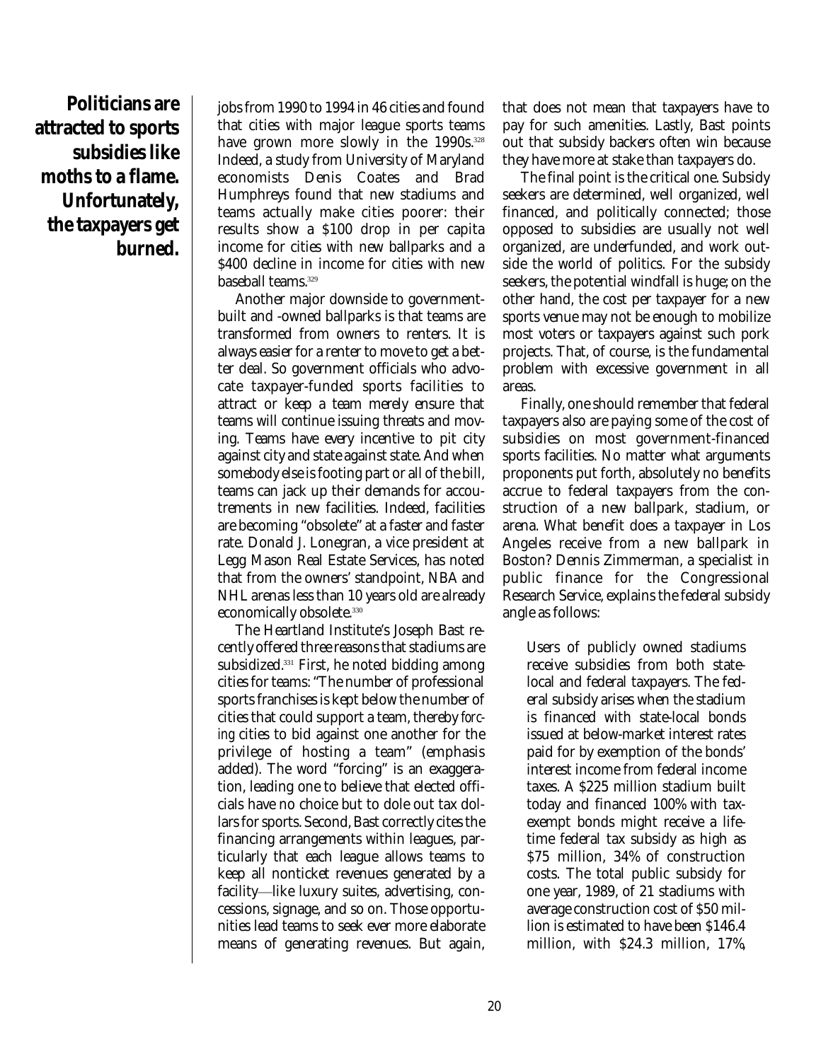**Politicians are attracted to sports subsidies like moths to a flame. Unfortunately, the taxpayers get burned.**

jobs from 1990 to 1994 in 46 cities and found that cities with major league sports teams have grown more slowly in the 1990s.[328] Indeed, a study from University of Maryland economists Denis Coates and Brad Humphreys found that new stadiums and teams actually make cities poorer: their results show a $100 drop in per capita income for cities with new ballparks and a $400 decline in income for cities with new baseball teams.[329]

Another major downside to government-built and -owned ballparks is that teams are transformed from owners to renters. It is always easier for a renter to move to get a better deal. So government officials who advocate taxpayer-funded sports facilities to attract or keep a team merely ensure that teams will continue issuing threats and moving. Teams have every incentive to pit city against city and state against state. And when somebody else is footing part or all of the bill, teams can jack up their demands for accoutrements in new facilities. Indeed, facilities are becoming "obsolete" at a faster and faster rate. Donald J. Lonegran, a vice president at Legg Mason Real Estate Services, has noted that from the owners' standpoint, NBA and NHL arenas less than 10 years old are already economically obsolete.[330]

The Heartland Institute's Joseph Bast recently offered three reasons that stadiums are subsidized.[331] First, he noted bidding among cities for teams: "The number of professional sports franchises is kept below the number of cities that could support a team, thereby *forcing* cities to bid against one another for the privilege of hosting a team" (emphasis added). The word "forcing" is an exaggeration, leading one to believe that elected officials have no choice but to dole out tax dollars for sports. Second, Bast correctly cites the financing arrangements within leagues, particularly that each league allows teams to keep all nonticket revenues generated by a facility—like luxury suites, advertising, concessions, signage, and so on. Those opportunities lead teams to seek ever more elaborate means of generating revenues. But again, that does not mean that taxpayers have to pay for such amenities. Lastly, Bast points out that subsidy backers often win because they have more at stake than taxpayers do.

The final point is the critical one. Subsidy seekers are determined, well organized, well financed, and politically connected; those opposed to subsidies are usually not well organized, are underfunded, and work outside the world of politics. For the subsidy seekers, the potential windfall is huge; on the other hand, the cost per taxpayer for a new sports venue may not be enough to mobilize most voters or taxpayers against such pork projects. That, of course, is the fundamental problem with excessive government in all areas.

Finally, one should remember that federal taxpayers also are paying some of the cost of subsidies on most government-financed sports facilities. No matter what arguments proponents put forth, absolutely no benefits accrue to federal taxpayers from the construction of a new ballpark, stadium, or arena. What benefit does a taxpayer in Los Angeles receive from a new ballpark in Boston? Dennis Zimmerman, a specialist in public finance for the Congressional Research Service, explains the federal subsidy angle as follows:

> Users of publicly owned stadiums receive subsidies from both state-local and federal taxpayers. The federal subsidy arises when the stadium is financed with state-local bonds issued at below-market interest rates paid for by exemption of the bonds' interest income from federal income taxes. A $225 million stadium built today and financed 100% with tax-exempt bonds might receive a lifetime federal tax subsidy as high as $75 million, 34% of construction costs. The total public subsidy for one year, 1989, of 21 stadiums with average construction cost of $50 million is estimated to have been $146.4 million, with $24.3 million, 17%,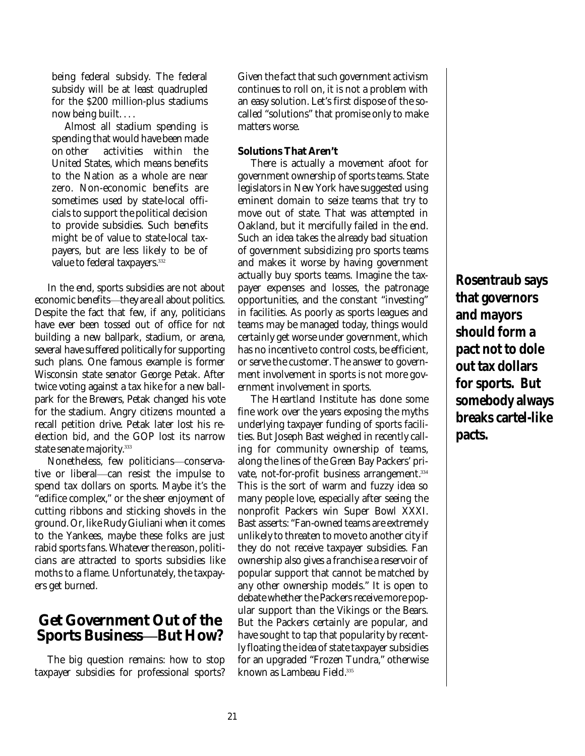> being federal subsidy. The federal subsidy will be at least quadrupled for the $200 million-plus stadiums now being built. . . .
>
> Almost all stadium spending is spending that would have been made on other activities within the United States, which means benefits to the Nation as a whole are near zero. Non-economic benefits are sometimes used by state-local officials to support the political decision to provide subsidies. Such benefits might be of value to state-local taxpayers, but are less likely to be of value to federal taxpayers.[332]

In the end, sports subsidies are not about economic benefits—they are all about politics. Despite the fact that few, if any, politicians have ever been tossed out of office for *not* building a new ballpark, stadium, or arena, several have suffered politically for supporting such plans. One famous example is former Wisconsin state senator George Petak. After twice voting against a tax hike for a new ballpark for the Brewers, Petak changed his vote for the stadium. Angry citizens mounted a recall petition drive. Petak later lost his reelection bid, and the GOP lost its narrow state senate majority.[333]

Nonetheless, few politicians—conservative or liberal—can resist the impulse to spend tax dollars on sports. Maybe it's the "edifice complex," or the sheer enjoyment of cutting ribbons and sticking shovels in the ground. Or, like Rudy Giuliani when it comes to the Yankees, maybe these folks are just rabid sports fans. Whatever the reason, politicians are attracted to sports subsidies like moths to a flame. Unfortunately, the taxpayers get burned.

## Get Government Out of the Sports Business—But How?

The big question remains: how to stop taxpayer subsidies for professional sports? Given the fact that such government activism continues to roll on, it is not a problem with an easy solution. Let's first dispose of the so-called "solutions" that promise only to make matters worse.

### Solutions That Aren't

There is actually a movement afoot for government ownership of sports teams. State legislators in New York have suggested using eminent domain to seize teams that try to move out of state. That was attempted in Oakland, but it mercifully failed in the end. Such an idea takes the already bad situation of government subsidizing pro sports teams and makes it worse by having government actually buy sports teams. Imagine the taxpayer expenses and losses, the patronage opportunities, and the constant "investing" in facilities. As poorly as sports leagues and teams may be managed today, things would certainly get worse under government, which has no incentive to control costs, be efficient, or serve the customer. The answer to government involvement in sports is not more government involvement in sports.

The Heartland Institute has done some fine work over the years exposing the myths underlying taxpayer funding of sports facilities. But Joseph Bast weighed in recently calling for community ownership of teams, along the lines of the Green Bay Packers' private, not-for-profit business arrangement.[334] This is the sort of warm and fuzzy idea so many people love, especially after seeing the nonprofit Packers win Super Bowl XXXI. Bast asserts: "Fan-owned teams are extremely unlikely to threaten to move to another city if they do not receive taxpayer subsidies. Fan ownership also gives a franchise a reservoir of popular support that cannot be matched by any other ownership models." It is open to debate whether the Packers receive more popular support than the Vikings or the Bears. But the Packers certainly are popular, and have sought to tap that popularity by recently floating the idea of state taxpayer subsidies for an upgraded "Frozen Tundra," otherwise known as Lambeau Field.[335]

**Rosentraub says that governors and mayors should form a pact not to dole out tax dollars for sports. But somebody always breaks cartel-like pacts.**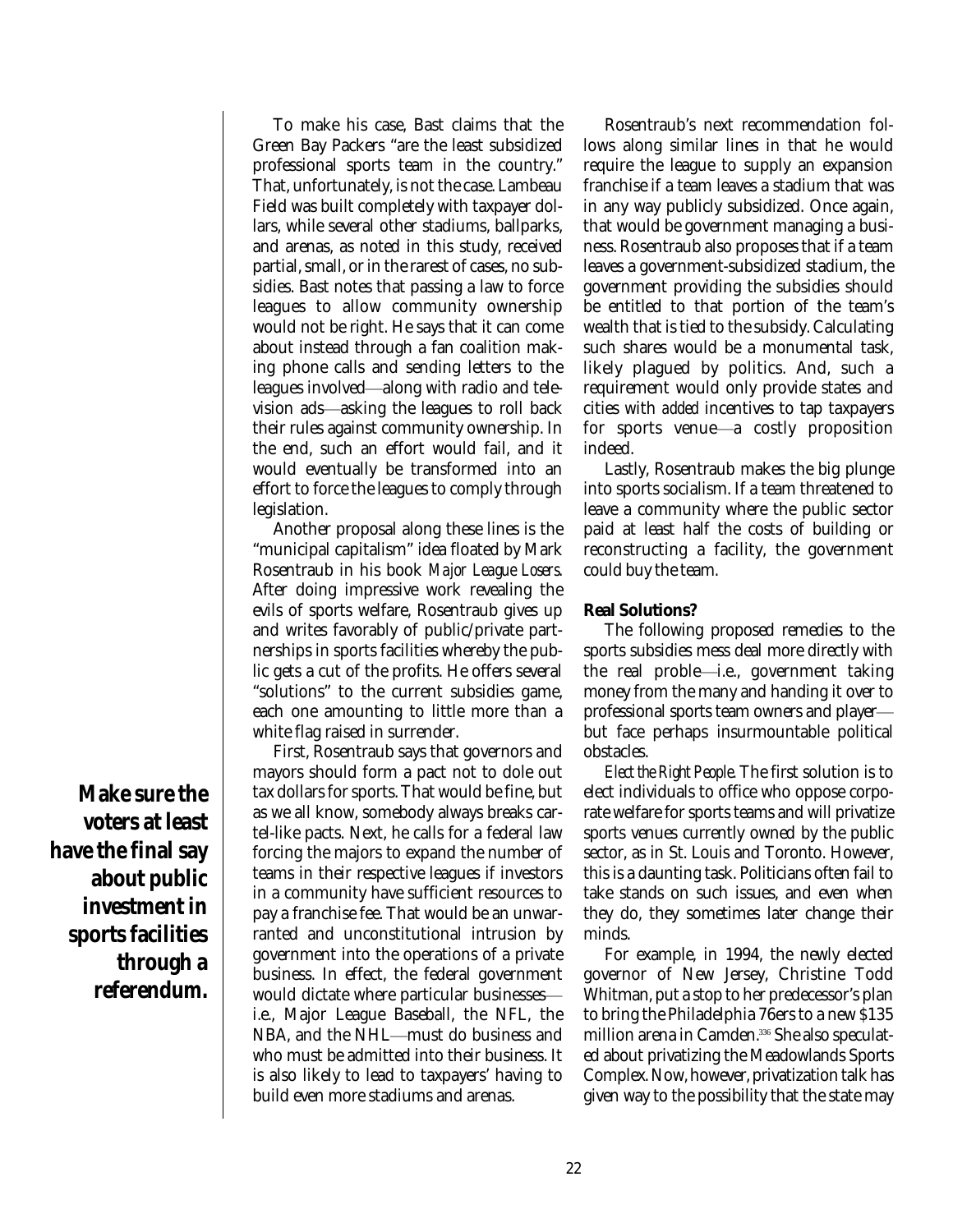To make his case, Bast claims that the Green Bay Packers "are the least subsidized professional sports team in the country." That, unfortunately, is not the case. Lambeau Field was built completely with taxpayer dollars, while several other stadiums, ballparks, and arenas, as noted in this study, received partial, small, or in the rarest of cases, no subsidies. Bast notes that passing a law to force leagues to allow community ownership would not be right. He says that it can come about instead through a fan coalition making phone calls and sending letters to the leagues involved—along with radio and television ads—asking the leagues to roll back their rules against community ownership. In the end, such an effort would fail, and it would eventually be transformed into an effort to force the leagues to comply through legislation.

Another proposal along these lines is the "municipal capitalism" idea floated by Mark Rosentraub in his book *Major League Losers*. After doing impressive work revealing the evils of sports welfare, Rosentraub gives up and writes favorably of public/private partnerships in sports facilities whereby the public gets a cut of the profits. He offers several "solutions" to the current subsidies game, each one amounting to little more than a white flag raised in surrender.

**Make sure the voters at least have the final say about public investment in sports facilities through a referendum.**

First, Rosentraub says that governors and mayors should form a pact not to dole out tax dollars for sports. That would be fine, but as we all know, somebody always breaks cartel-like pacts. Next, he calls for a federal law forcing the majors to expand the number of teams in their respective leagues if investors in a community have sufficient resources to pay a franchise fee. That would be an unwarranted and unconstitutional intrusion by government into the operations of a private business. In effect, the federal government would dictate where particular businesses—i.e., Major League Baseball, the NFL, the NBA, and the NHL—must do business and who must be admitted into their business. It is also likely to lead to taxpayers' having to build even more stadiums and arenas.

Rosentraub's next recommendation follows along similar lines in that he would require the league to supply an expansion franchise if a team leaves a stadium that was in any way publicly subsidized. Once again, that would be government managing a business. Rosentraub also proposes that if a team leaves a government-subsidized stadium, the government providing the subsidies should be entitled to that portion of the team's wealth that is tied to the subsidy. Calculating such shares would be a monumental task, likely plagued by politics. And, such a requirement would only provide states and cities with *added* incentives to tap taxpayers for sports venue—a costly proposition indeed.

Lastly, Rosentraub makes the big plunge into sports socialism. If a team threatened to leave a community where the public sector paid at least half the costs of building or reconstructing a facility, the government could buy the team.

**Real Solutions?**

The following proposed remedies to the sports subsidies mess deal more directly with the real proble—i.e., government taking money from the many and handing it over to professional sports team owners and player—but face perhaps insurmountable political obstacles.

*Elect the Right People.* The first solution is to elect individuals to office who oppose corporate welfare for sports teams and will privatize sports venues currently owned by the public sector, as in St. Louis and Toronto. However, this is a daunting task. Politicians often fail to take stands on such issues, and even when they do, they sometimes later change their minds.

For example, in 1994, the newly elected governor of New Jersey, Christine Todd Whitman, put a stop to her predecessor's plan to bring the Philadelphia 76ers to a new $135 million arena in Camden.[336] She also speculated about privatizing the Meadowlands Sports Complex. Now, however, privatization talk has given way to the possibility that the state may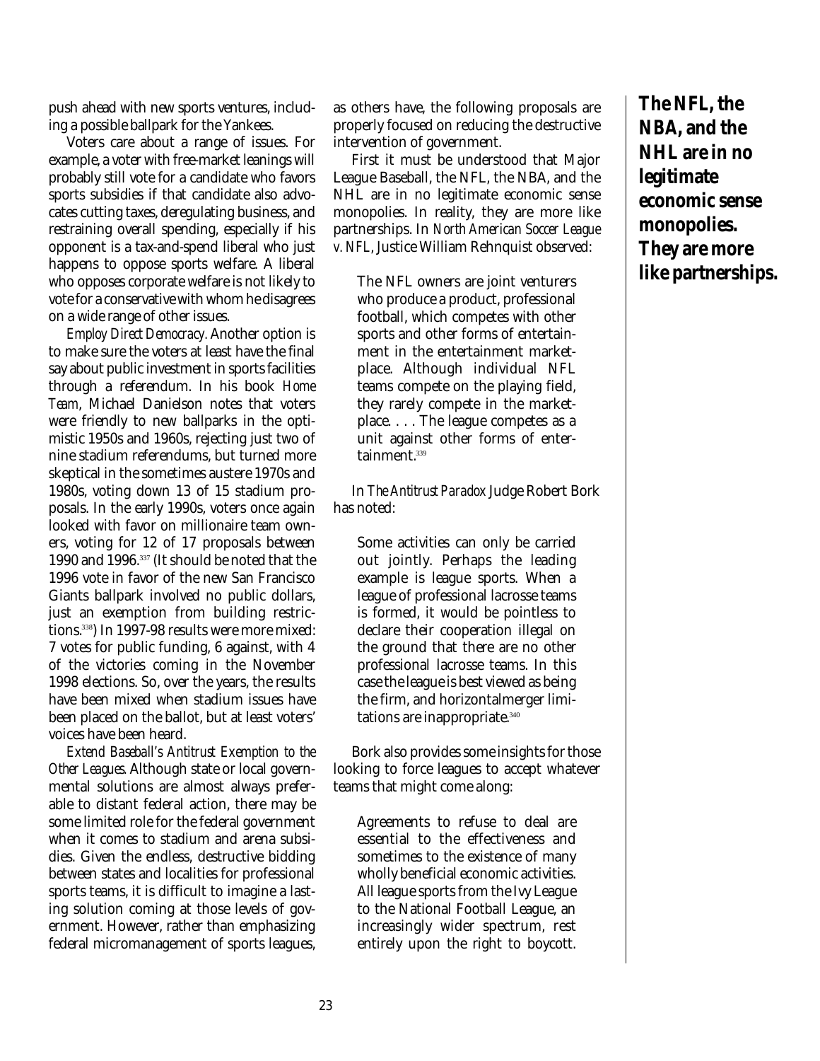push ahead with new sports ventures, including a possible ballpark for the Yankees.

Voters care about a range of issues. For example, a voter with free-market leanings will probably still vote for a candidate who favors sports subsidies if that candidate also advocates cutting taxes, deregulating business, and restraining overall spending, especially if his opponent is a tax-and-spend liberal who just happens to oppose sports welfare. A liberal who opposes corporate welfare is not likely to vote for a conservative with whom he disagrees on a wide range of other issues.

*Employ Direct Democracy.* Another option is to make sure the voters at least have the final say about public investment in sports facilities through a referendum. In his book *Home Team*, Michael Danielson notes that voters were friendly to new ballparks in the optimistic 1950s and 1960s, rejecting just two of nine stadium referendums, but turned more skeptical in the sometimes austere 1970s and 1980s, voting down 13 of 15 stadium proposals. In the early 1990s, voters once again looked with favor on millionaire team owners, voting for 12 of 17 proposals between 1990 and 1996.[337] (It should be noted that the 1996 vote in favor of the new San Francisco Giants ballpark involved no public dollars, just an exemption from building restrictions.[338]) In 1997-98 results were more mixed: 7 votes for public funding, 6 against, with 4 of the victories coming in the November 1998 elections. So, over the years, the results have been mixed when stadium issues have been placed on the ballot, but at least voters' voices have been heard.

*Extend Baseball's Antitrust Exemption to the Other Leagues.* Although state or local governmental solutions are almost always preferable to distant federal action, there may be some limited role for the federal government when it comes to stadium and arena subsidies. Given the endless, destructive bidding between states and localities for professional sports teams, it is difficult to imagine a lasting solution coming at those levels of government. However, rather than emphasizing federal micromanagement of sports leagues, as others have, the following proposals are properly focused on reducing the destructive intervention of government.

First it must be understood that Major League Baseball, the NFL, the NBA, and the NHL are in no legitimate economic sense monopolies. In reality, they are more like partnerships. In *North American Soccer League v. NFL*, Justice William Rehnquist observed:

> The NFL owners are joint venturers who produce a product, professional football, which competes with other sports and other forms of entertainment in the entertainment marketplace. Although individual NFL teams compete on the playing field, they rarely compete in the marketplace. . . . The league competes as a unit against other forms of entertainment.[339]

In *The Antitrust Paradox* Judge Robert Bork has noted:

> Some activities can only be carried out jointly. Perhaps the leading example is league sports. When a league of professional lacrosse teams is formed, it would be pointless to declare their cooperation illegal on the ground that there are no other professional lacrosse teams. In this case the league is best viewed as being the firm, and horizontalmerger limitations are inappropriate.[340]

Bork also provides some insights for those looking to force leagues to accept whatever teams that might come along:

> Agreements to refuse to deal are essential to the effectiveness and sometimes to the existence of many wholly beneficial economic activities. All league sports from the Ivy League to the National Football League, an increasingly wider spectrum, rest entirely upon the right to boycott.

**The NFL, the NBA, and the NHL are in no legitimate economic sense monopolies. They are more like partnerships.**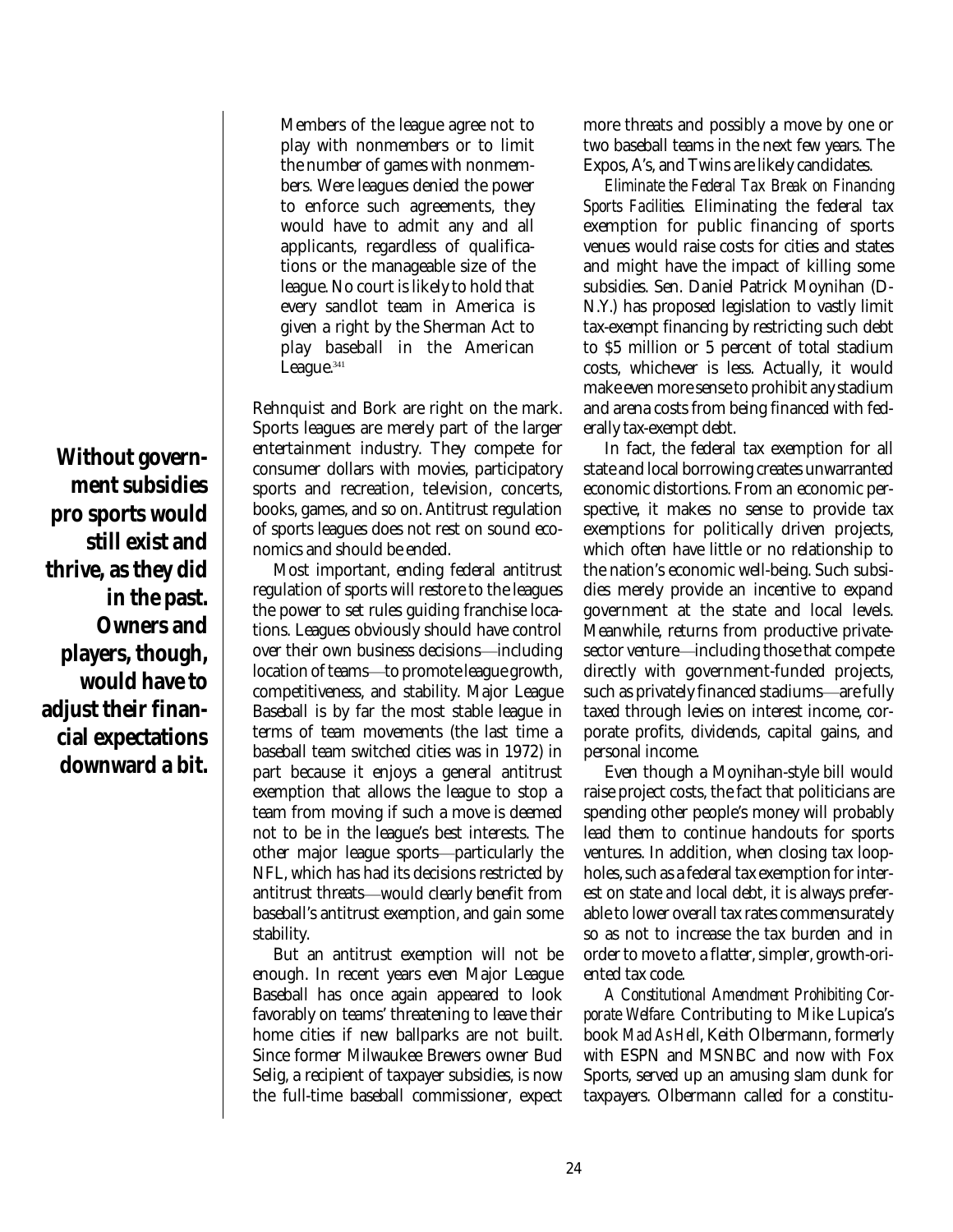> Members of the league agree not to play with nonmembers or to limit the number of games with nonmembers. Were leagues denied the power to enforce such agreements, they would have to admit any and all applicants, regardless of qualifications or the manageable size of the league. No court is likely to hold that every sandlot team in America is given a right by the Sherman Act to play baseball in the American League.[341]

Rehnquist and Bork are right on the mark. Sports leagues are merely part of the larger entertainment industry. They compete for consumer dollars with movies, participatory sports and recreation, television, concerts, books, games, and so on. Antitrust regulation of sports leagues does not rest on sound economics and should be ended.

**Without government subsidies pro sports would still exist and thrive, as they did in the past. Owners and players, though, would have to adjust their financial expectations downward a bit.**

Most important, ending federal antitrust regulation of sports will restore to the leagues the power to set rules guiding franchise locations. Leagues obviously should have control over their own business decisions—including location of teams—to promote league growth, competitiveness, and stability. Major League Baseball is by far the most stable league in terms of team movements (the last time a baseball team switched cities was in 1972) in part because it enjoys a general antitrust exemption that allows the league to stop a team from moving if such a move is deemed not to be in the league's best interests. The other major league sports—particularly the NFL, which has had its decisions restricted by antitrust threats—would clearly benefit from baseball's antitrust exemption, and gain some stability.

But an antitrust exemption will not be enough. In recent years even Major League Baseball has once again appeared to look favorably on teams' threatening to leave their home cities if new ballparks are not built. Since former Milwaukee Brewers owner Bud Selig, a recipient of taxpayer subsidies, is now the full-time baseball commissioner, expect more threats and possibly a move by one or two baseball teams in the next few years. The Expos, A's, and Twins are likely candidates.

*Eliminate the Federal Tax Break on Financing Sports Facilities.* Eliminating the federal tax exemption for public financing of sports venues would raise costs for cities and states and might have the impact of killing some subsidies. Sen. Daniel Patrick Moynihan (D-N.Y.) has proposed legislation to vastly limit tax-exempt financing by restricting such debt to $5 million or 5 percent of total stadium costs, whichever is less. Actually, it would make even more sense to prohibit any stadium and arena costs from being financed with federally tax-exempt debt.

In fact, the federal tax exemption for all state and local borrowing creates unwarranted economic distortions. From an economic perspective, it makes no sense to provide tax exemptions for politically driven projects, which often have little or no relationship to the nation's economic well-being. Such subsidies merely provide an incentive to expand government at the state and local levels. Meanwhile, returns from productive private-sector venture—including those that compete directly with government-funded projects, such as privately financed stadiums—are fully taxed through levies on interest income, corporate profits, dividends, capital gains, and personal income.

Even though a Moynihan-style bill would raise project costs, the fact that politicians are spending other people's money will probably lead them to continue handouts for sports ventures. In addition, when closing tax loopholes, such as a federal tax exemption for interest on state and local debt, it is always preferable to lower overall tax rates commensurately so as not to increase the tax burden and in order to move to a flatter, simpler, growth-oriented tax code.

*A Constitutional Amendment Prohibiting Corporate Welfare.* Contributing to Mike Lupica's book *Mad As Hell*, Keith Olbermann, formerly with ESPN and MSNBC and now with Fox Sports, served up an amusing slam dunk for taxpayers. Olbermann called for a constitu-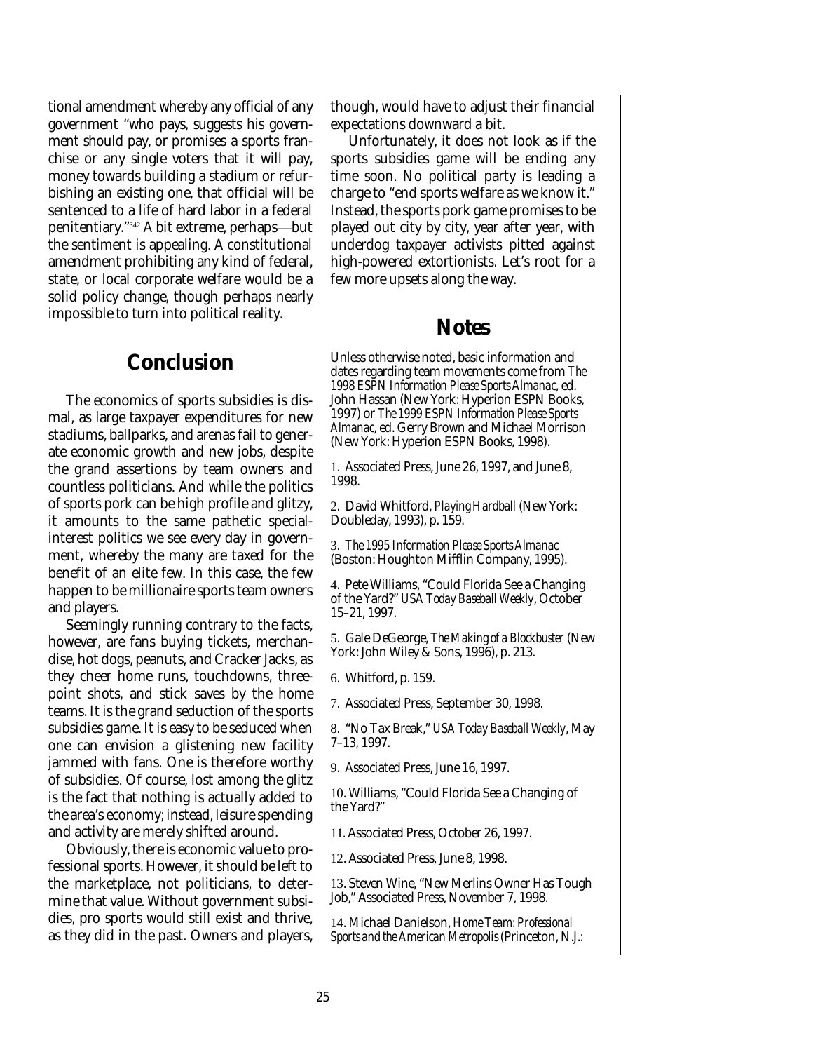tional amendment whereby any official of any government "who pays, suggests his government should pay, or promises a sports franchise or any single voters that it will pay, money towards building a stadium or refurbishing an existing one, that official will be sentenced to a life of hard labor in a federal penitentiary."[342] A bit extreme, perhaps—but the sentiment is appealing. A constitutional amendment prohibiting any kind of federal, state, or local corporate welfare would be a solid policy change, though perhaps nearly impossible to turn into political reality.

## Conclusion

The economics of sports subsidies is dismal, as large taxpayer expenditures for new stadiums, ballparks, and arenas fail to generate economic growth and new jobs, despite the grand assertions by team owners and countless politicians. And while the politics of sports pork can be high profile and glitzy, it amounts to the same pathetic special-interest politics we see every day in government, whereby the many are taxed for the benefit of an elite few. In this case, the few happen to be millionaire sports team owners and players.

Seemingly running contrary to the facts, however, are fans buying tickets, merchandise, hot dogs, peanuts, and Cracker Jacks, as they cheer home runs, touchdowns, three-point shots, and stick saves by the home teams. It is the grand seduction of the sports subsidies game. It is easy to be seduced when one can envision a glistening new facility jammed with fans. One is therefore worthy of subsidies. Of course, lost among the glitz is the fact that nothing is actually added to the area's economy; instead, leisure spending and activity are merely shifted around.

Obviously, there is economic value to professional sports. However, it should be left to the marketplace, not politicians, to determine that value. Without government subsidies, pro sports would still exist and thrive, as they did in the past. Owners and players, though, would have to adjust their financial expectations downward a bit.

Unfortunately, it does not look as if the sports subsidies game will be ending any time soon. No political party is leading a charge to "end sports welfare as we know it." Instead, the sports pork game promises to be played out city by city, year after year, with underdog taxpayer activists pitted against high-powered extortionists. Let's root for a few more upsets along the way.

## Notes

Unless otherwise noted, basic information and dates regarding team movements come from *The 1998 ESPN Information Please Sports Almanac*, ed. John Hassan (New York: Hyperion ESPN Books, 1997) or *The 1999 ESPN Information Please Sports Almanac*, ed. Gerry Brown and Michael Morrison (New York: Hyperion ESPN Books, 1998).

1. Associated Press, June 26, 1997, and June 8, 1998.

2. David Whitford, *Playing Hardball* (New York: Doubleday, 1993), p. 159.

3. *The 1995 Information Please Sports Almanac* (Boston: Houghton Mifflin Company, 1995).

4. Pete Williams, "Could Florida See a Changing of the Yard?" *USA Today Baseball Weekly*, October 15–21, 1997.

5. Gale DeGeorge, *The Making of a Blockbuster* (New York: John Wiley & Sons, 1996), p. 213.

6. Whitford, p. 159.

7. Associated Press, September 30, 1998.

8. "No Tax Break," *USA Today Baseball Weekly*, May 7–13, 1997.

9. Associated Press, June 16, 1997.

10. Williams, "Could Florida See a Changing of the Yard?"

11. Associated Press, October 26, 1997.

12. Associated Press, June 8, 1998.

13. Steven Wine, "New Merlins Owner Has Tough Job," Associated Press, November 7, 1998.

14. Michael Danielson, *Home Team: Professional Sports and the American Metropolis* (Princeton, N.J.: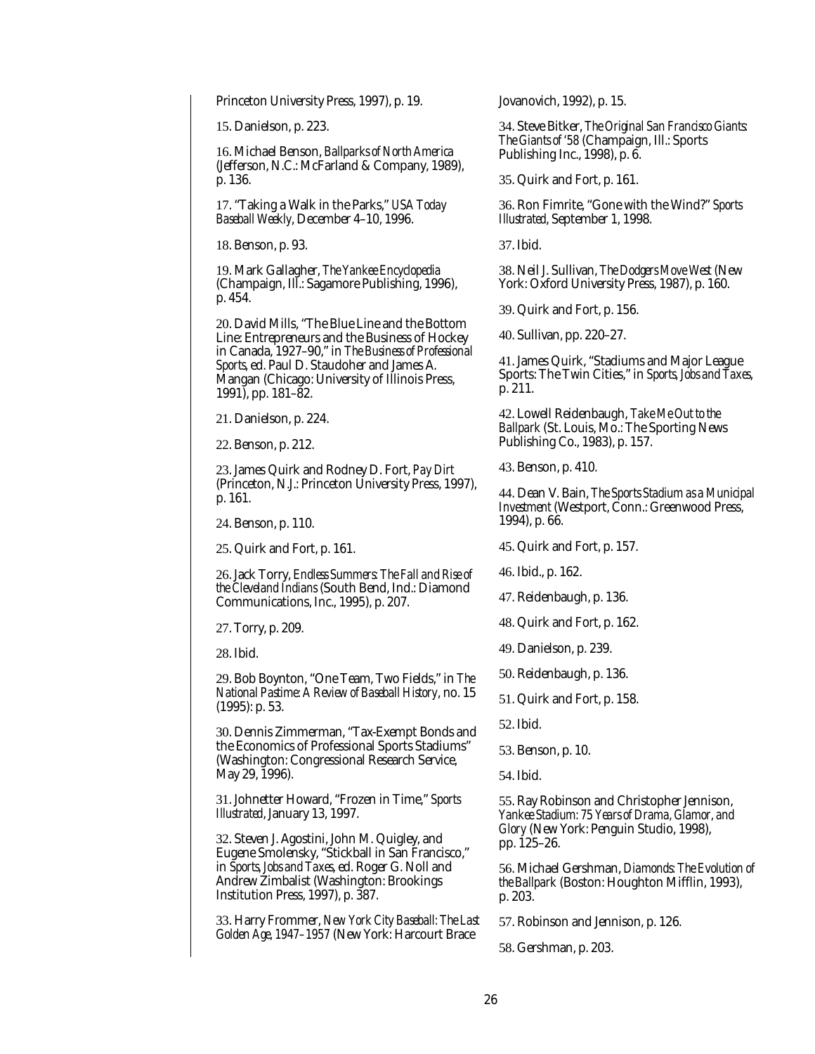Princeton University Press, 1997), p. 19.

15. Danielson, p. 223.

16. Michael Benson, *Ballparks of North America* (Jefferson, N.C.: McFarland & Company, 1989), p. 136.

17. "Taking a Walk in the Parks," *USA Today Baseball Weekly*, December 4–10, 1996.

18. Benson, p. 93.

19. Mark Gallagher, *The Yankee Encyclopedia* (Champaign, Ill.: Sagamore Publishing, 1996), p. 454.

20. David Mills, "The Blue Line and the Bottom Line: Entrepreneurs and the Business of Hockey in Canada, 1927–90," in *The Business of Professional Sports*, ed. Paul D. Staudoher and James A. Mangan (Chicago: University of Illinois Press, 1991), pp. 181–82.

21. Danielson, p. 224.

22. Benson, p. 212.

23. James Quirk and Rodney D. Fort, *Pay Dirt* (Princeton, N.J.: Princeton University Press, 1997), p. 161.

24. Benson, p. 110.

25. Quirk and Fort, p. 161.

26. Jack Torry, *Endless Summers: The Fall and Rise of the Cleveland Indians* (South Bend, Ind.: Diamond Communications, Inc., 1995), p. 207.

27. Torry, p. 209.

28. Ibid.

29. Bob Boynton, "One Team, Two Fields," in *The National Pastime: A Review of Baseball History*, no. 15 (1995): p. 53.

30. Dennis Zimmerman, "Tax-Exempt Bonds and the Economics of Professional Sports Stadiums" (Washington: Congressional Research Service, May 29, 1996).

31. Johnetter Howard, "Frozen in Time," *Sports Illustrated*, January 13, 1997.

32. Steven J. Agostini, John M. Quigley, and Eugene Smolensky, "Stickball in San Francisco," in *Sports, Jobs and Taxes*, ed. Roger G. Noll and Andrew Zimbalist (Washington: Brookings Institution Press, 1997), p. 387.

33. Harry Frommer, *New York City Baseball: The Last Golden Age, 1947–1957* (New York: Harcourt Brace Jovanovich, 1992), p. 15.

34. Steve Bitker, *The Original San Francisco Giants: The Giants of '58* (Champaign, Ill.: Sports Publishing Inc., 1998), p. 6.

35. Quirk and Fort, p. 161.

36. Ron Fimrite, "Gone with the Wind?" *Sports Illustrated*, September 1, 1998.

37. Ibid.

38. Neil J. Sullivan, *The Dodgers Move West* (New York: Oxford University Press, 1987), p. 160.

39. Quirk and Fort, p. 156.

40. Sullivan, pp. 220–27.

41. James Quirk, "Stadiums and Major League Sports: The Twin Cities," in *Sports, Jobs and Taxes*, p. 211.

42. Lowell Reidenbaugh, *Take Me Out to the Ballpark* (St. Louis, Mo.: The Sporting News Publishing Co., 1983), p. 157.

43. Benson, p. 410.

44. Dean V. Bain, *The Sports Stadium as a Municipal Investment* (Westport, Conn.: Greenwood Press, 1994), p. 66.

45. Quirk and Fort, p. 157.

46. Ibid., p. 162.

47. Reidenbaugh, p. 136.

48. Quirk and Fort, p. 162.

49. Danielson, p. 239.

50. Reidenbaugh, p. 136.

51. Quirk and Fort, p. 158.

52. Ibid.

53. Benson, p. 10.

54. Ibid.

55. Ray Robinson and Christopher Jennison, *Yankee Stadium: 75 Years of Drama, Glamor, and Glory* (New York: Penguin Studio, 1998), pp. 125–26.

56. Michael Gershman, *Diamonds: The Evolution of the Ballpark* (Boston: Houghton Mifflin, 1993), p. 203.

57. Robinson and Jennison, p. 126.

58. Gershman, p. 203.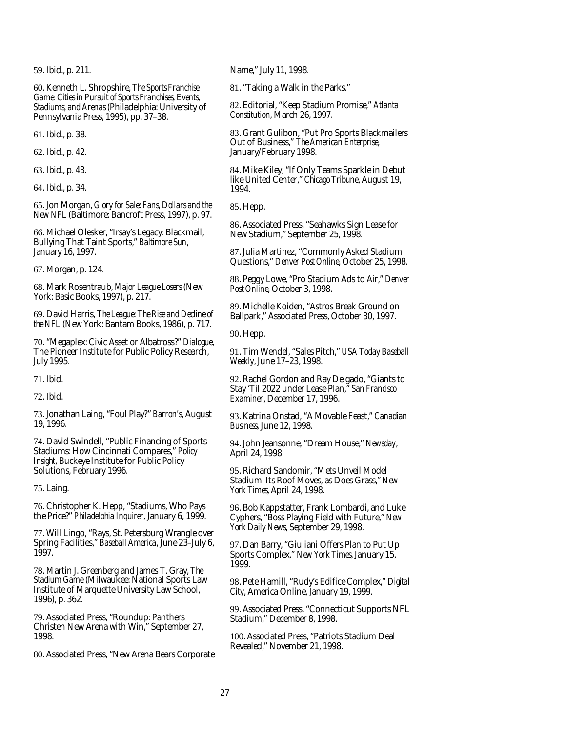59. Ibid., p. 211.

60. Kenneth L. Shropshire, *The Sports Franchise Game: Cities in Pursuit of Sports Franchises, Events, Stadiums, and Arenas* (Philadelphia: University of Pennsylvania Press, 1995), pp. 37–38.

61. Ibid., p. 38.

62. Ibid., p. 42.

63. Ibid., p. 43.

64. Ibid., p. 34.

65. Jon Morgan, *Glory for Sale: Fans, Dollars and the New NFL* (Baltimore: Bancroft Press, 1997), p. 97.

66. Michael Olesker, "Irsay's Legacy: Blackmail, Bullying That Taint Sports," *Baltimore Sun*, January 16, 1997.

67. Morgan, p. 124.

68. Mark Rosentraub, *Major League Losers* (New York: Basic Books, 1997), p. 217.

69. David Harris, *The League: The Rise and Decline of the NFL* (New York: Bantam Books, 1986), p. 717.

70. "Megaplex: Civic Asset or Albatross?" *Dialogue*, The Pioneer Institute for Public Policy Research, July 1995.

71. Ibid.

72. Ibid.

73. Jonathan Laing, "Foul Play?" *Barron's*, August 19, 1996.

74. David Swindell, "Public Financing of Sports Stadiums: How Cincinnati Compares," *Policy Insight*, Buckeye Institute for Public Policy Solutions, February 1996.

75. Laing.

76. Christopher K. Hepp, "Stadiums, Who Pays the Price?" *Philadelphia Inquirer*, January 6, 1999.

77. Will Lingo, "Rays, St. Petersburg Wrangle over Spring Facilities," *Baseball America*, June 23–July 6, 1997.

78. Martin J. Greenberg and James T. Gray, *The Stadium Game* (Milwaukee: National Sports Law Institute of Marquette University Law School, 1996), p. 362.

79. Associated Press, "Roundup: Panthers Christen New Arena with Win," September 27, 1998.

80. Associated Press, "New Arena Bears Corporate Name," July 11, 1998.

81. "Taking a Walk in the Parks."

82. Editorial, "Keep Stadium Promise," *Atlanta Constitution*, March 26, 1997.

83. Grant Gulibon, "Put Pro Sports Blackmailers Out of Business," *The American Enterprise*, January/February 1998.

84. Mike Kiley, "If Only Teams Sparkle in Debut like United Center," *Chicago Tribune*, August 19, 1994.

85. Hepp.

86. Associated Press, "Seahawks Sign Lease for New Stadium," September 25, 1998.

87. Julia Martinez, "Commonly Asked Stadium Questions," *Denver Post Online*, October 25, 1998.

88. Peggy Lowe, "Pro Stadium Ads to Air," *Denver Post Online*, October 3, 1998.

89. Michelle Koiden, "Astros Break Ground on Ballpark," Associated Press, October 30, 1997.

90. Hepp.

91. Tim Wendel, "Sales Pitch," *USA Today Baseball Weekly*, June 17–23, 1998.

92. Rachel Gordon and Ray Delgado, "Giants to Stay 'Til 2022 under Lease Plan," *San Francisco Examiner*, December 17, 1996.

93. Katrina Onstad, "A Movable Feast," *Canadian Business*, June 12, 1998.

94. John Jeansonne, "Dream House," *Newsday*, April 24, 1998.

95. Richard Sandomir, "Mets Unveil Model Stadium: Its Roof Moves, as Does Grass," *New York Times*, April 24, 1998.

96. Bob Kappstatter, Frank Lombardi, and Luke Cyphers, "Boss Playing Field with Future," *New York Daily News*, September 29, 1998.

97. Dan Barry, "Giuliani Offers Plan to Put Up Sports Complex," *New York Times*, January 15, 1999.

98. Pete Hamill, "Rudy's Edifice Complex," *Digital City*, America Online, January 19, 1999.

99. Associated Press, "Connecticut Supports NFL Stadium," December 8, 1998.

100. Associated Press, "Patriots Stadium Deal Revealed," November 21, 1998.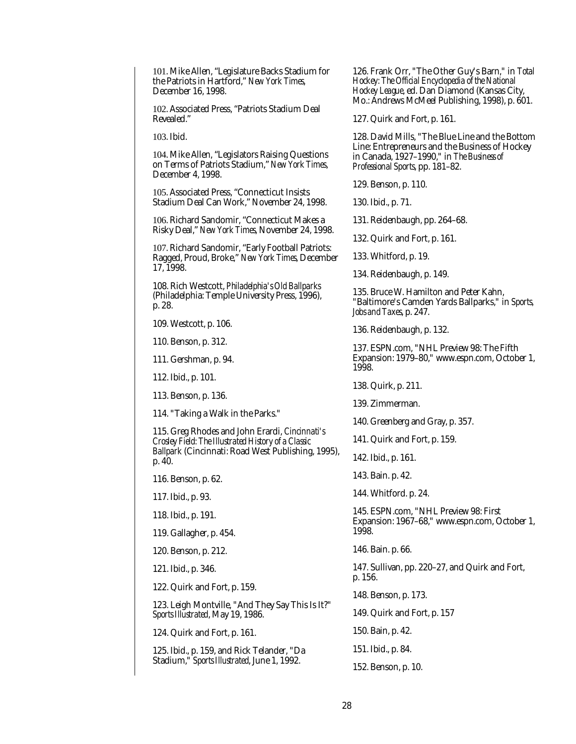101. Mike Allen, "Legislature Backs Stadium for the Patriots in Hartford," *New York Times*, December 16, 1998.

102. Associated Press, "Patriots Stadium Deal Revealed."

103. Ibid.

104. Mike Allen, "Legislators Raising Questions on Terms of Patriots Stadium," *New York Times*, December 4, 1998.

105. Associated Press, "Connecticut Insists Stadium Deal Can Work," November 24, 1998.

106. Richard Sandomir, "Connecticut Makes a Risky Deal," *New York Times*, November 24, 1998.

107. Richard Sandomir, "Early Football Patriots: Ragged, Proud, Broke," *New York Times*, December 17, 1998.

108. Rich Westcott, *Philadelphia's Old Ballparks* (Philadelphia: Temple University Press, 1996), p. 28.

109. Westcott, p. 106.

110. Benson, p. 312.

111. Gershman, p. 94.

112. Ibid., p. 101.

113. Benson, p. 136.

114. "Taking a Walk in the Parks."

115. Greg Rhodes and John Erardi, *Cincinnati's Crosley Field: The Illustrated History of a Classic Ballpark* (Cincinnati: Road West Publishing, 1995), p. 40.

116. Benson, p. 62.

117. Ibid., p. 93.

118. Ibid., p. 191.

119. Gallagher, p. 454.

120. Benson, p. 212.

121. Ibid., p. 346.

122. Quirk and Fort, p. 159.

123. Leigh Montville, "And They Say This Is It?" *Sports Illustrated*, May 19, 1986.

124. Quirk and Fort, p. 161.

125. Ibid., p. 159, and Rick Telander, "Da Stadium," *Sports Illustrated*, June 1, 1992.

126. Frank Orr, "The Other Guy's Barn," in *Total Hockey: The Official Encyclopedia of the National Hockey League*, ed. Dan Diamond (Kansas City, Mo.: Andrews McMeel Publishing, 1998), p. 601.

127. Quirk and Fort, p. 161.

128. David Mills, "The Blue Line and the Bottom Line: Entrepreneurs and the Business of Hockey in Canada, 1927–1990," in *The Business of Professional Sports*, pp. 181–82.

129. Benson, p. 110.

130. Ibid., p. 71.

131. Reidenbaugh, pp. 264–68.

132. Quirk and Fort, p. 161.

133. Whitford, p. 19.

134. Reidenbaugh, p. 149.

135. Bruce W. Hamilton and Peter Kahn, "Baltimore's Camden Yards Ballparks," in *Sports, Jobs and Taxes*, p. 247.

136. Reidenbaugh, p. 132.

137. ESPN.com, "NHL Preview 98: The Fifth Expansion: 1979–80," www.espn.com, October 1, 1998.

138. Quirk, p. 211.

139. Zimmerman.

140. Greenberg and Gray, p. 357.

141. Quirk and Fort, p. 159.

142. Ibid., p. 161.

143. Bain. p. 42.

144. Whitford. p. 24.

145. ESPN.com, "NHL Preview 98: First Expansion: 1967–68," www.espn.com, October 1, 1998.

146. Bain. p. 66.

147. Sullivan, pp. 220–27, and Quirk and Fort, p. 156.

148. Benson, p. 173.

149. Quirk and Fort, p. 157

150. Bain, p. 42.

151. Ibid., p. 84.

152. Benson, p. 10.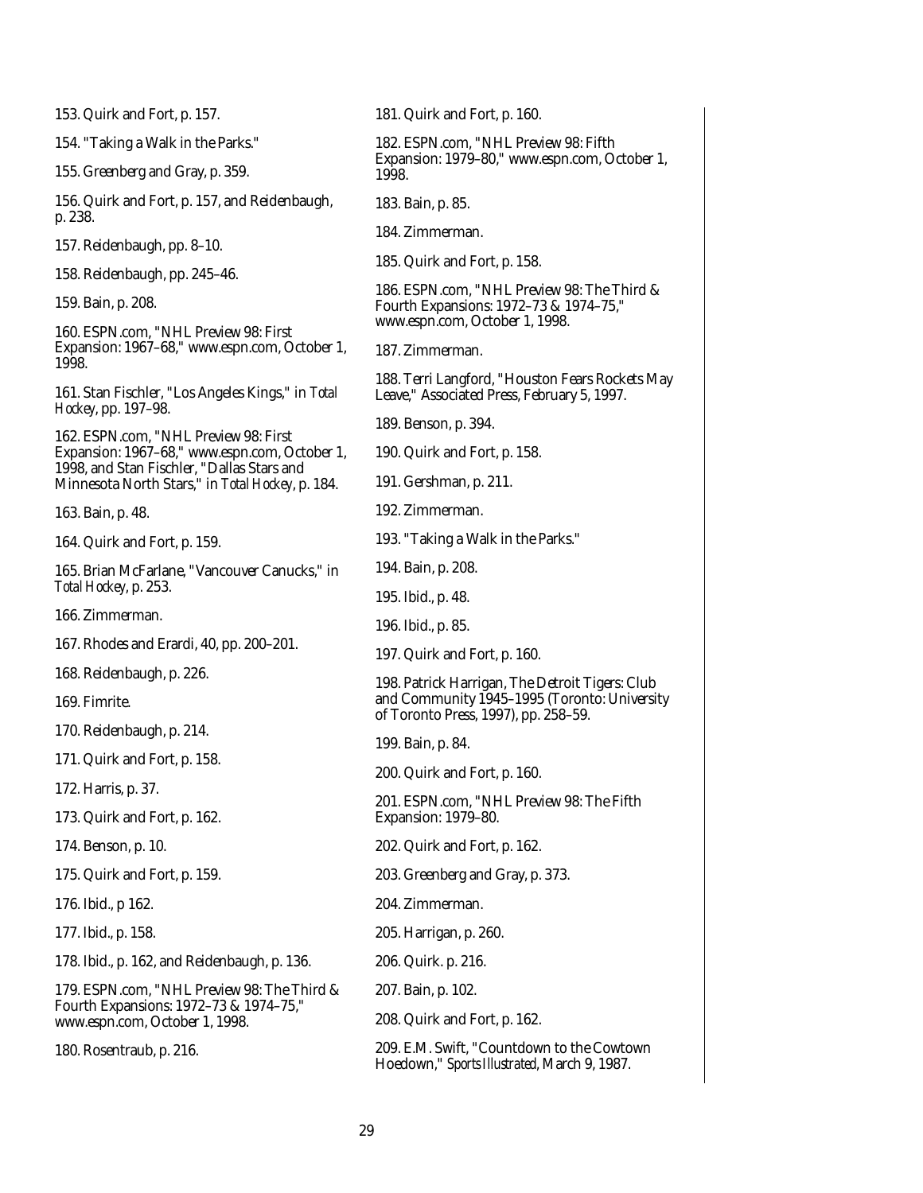153. Quirk and Fort, p. 157.

154. "Taking a Walk in the Parks."

155. Greenberg and Gray, p. 359.

156. Quirk and Fort, p. 157, and Reidenbaugh, p. 238.

157. Reidenbaugh, pp. 8–10.

158. Reidenbaugh, pp. 245–46.

159. Bain, p. 208.

160. ESPN.com, "NHL Preview 98: First Expansion: 1967–68," www.espn.com, October 1, 1998.

161. Stan Fischler, "Los Angeles Kings," in *Total Hockey*, pp. 197–98.

162. ESPN.com, "NHL Preview 98: First Expansion: 1967–68," www.espn.com, October 1, 1998, and Stan Fischler, "Dallas Stars and Minnesota North Stars," in *Total Hockey*, p. 184.

163. Bain, p. 48.

164. Quirk and Fort, p. 159.

165. Brian McFarlane, "Vancouver Canucks," in *Total Hockey*, p. 253.

166. Zimmerman.

167. Rhodes and Erardi, 40, pp. 200–201.

168. Reidenbaugh, p. 226.

169. Fimrite.

170. Reidenbaugh, p. 214.

171. Quirk and Fort, p. 158.

172. Harris, p. 37.

173. Quirk and Fort, p. 162.

174. Benson, p. 10.

175. Quirk and Fort, p. 159.

176. Ibid., p 162.

177. Ibid., p. 158.

178. Ibid., p. 162, and Reidenbaugh, p. 136.

179. ESPN.com, "NHL Preview 98: The Third & Fourth Expansions: 1972–73 & 1974–75," www.espn.com, October 1, 1998.

180. Rosentraub, p. 216.

181. Quirk and Fort, p. 160.

182. ESPN.com, "NHL Preview 98: Fifth Expansion: 1979–80," www.espn.com, October 1, 1998.

183. Bain, p. 85.

184. Zimmerman.

185. Quirk and Fort, p. 158.

186. ESPN.com, "NHL Preview 98: The Third & Fourth Expansions: 1972–73 & 1974–75," www.espn.com, October 1, 1998.

187. Zimmerman.

188. Terri Langford, "Houston Fears Rockets May Leave," Associated Press, February 5, 1997.

189. Benson, p. 394.

190. Quirk and Fort, p. 158.

191. Gershman, p. 211.

192. Zimmerman.

193. "Taking a Walk in the Parks."

194. Bain, p. 208.

195. Ibid., p. 48.

196. Ibid., p. 85.

197. Quirk and Fort, p. 160.

198. Patrick Harrigan, The Detroit Tigers: Club and Community 1945–1995 (Toronto: University of Toronto Press, 1997), pp. 258–59.

199. Bain, p. 84.

200. Quirk and Fort, p. 160.

201. ESPN.com, "NHL Preview 98: The Fifth Expansion: 1979–80.

202. Quirk and Fort, p. 162.

203. Greenberg and Gray, p. 373.

204. Zimmerman.

205. Harrigan, p. 260.

206. Quirk. p. 216.

207. Bain, p. 102.

208. Quirk and Fort, p. 162.

209. E.M. Swift, "Countdown to the Cowtown Hoedown," *Sports Illustrated*, March 9, 1987.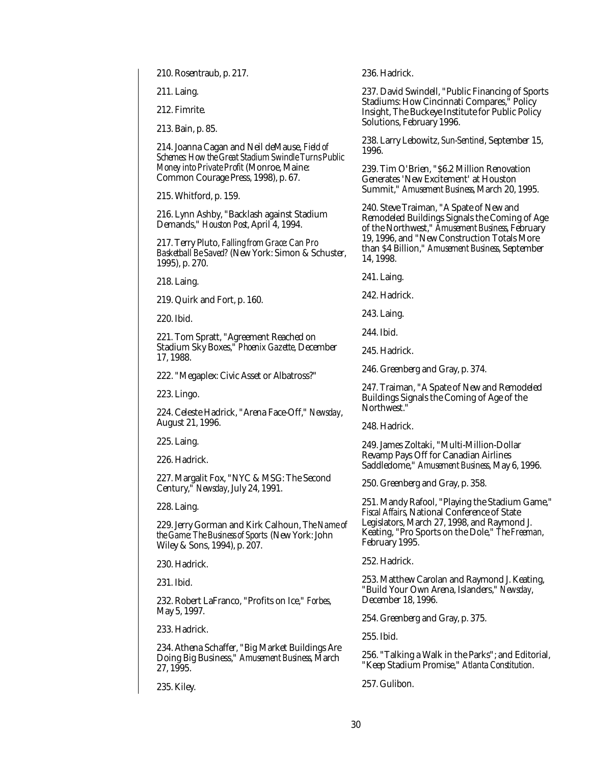210. Rosentraub, p. 217.

211. Laing.

212. Fimrite.

213. Bain, p. 85.

214. Joanna Cagan and Neil deMause, *Field of Schemes: How the Great Stadium Swindle Turns Public Money into Private Profit* (Monroe, Maine: Common Courage Press, 1998), p. 67.

215. Whitford, p. 159.

216. Lynn Ashby, "Backlash against Stadium Demands," *Houston Post*, April 4, 1994.

217. Terry Pluto, *Falling from Grace: Can Pro Basketball Be Saved?* (New York: Simon & Schuster, 1995), p. 270.

218. Laing.

219. Quirk and Fort, p. 160.

220. Ibid.

221. Tom Spratt, "Agreement Reached on Stadium Sky Boxes," *Phoenix Gazette*, December 17, 1988.

222. "Megaplex: Civic Asset or Albatross?"

223. Lingo.

224. Celeste Hadrick, "Arena Face-Off," *Newsday*, August 21, 1996.

225. Laing.

226. Hadrick.

227. Margalit Fox, "NYC & MSG: The Second Century," *Newsday*, July 24, 1991.

228. Laing.

229. Jerry Gorman and Kirk Calhoun, *The Name of the Game: The Business of Sports* (New York: John Wiley & Sons, 1994), p. 207.

230. Hadrick.

231. Ibid.

232. Robert LaFranco, "Profits on Ice," *Forbes*, May 5, 1997.

233. Hadrick.

234. Athena Schaffer, "Big Market Buildings Are Doing Big Business," *Amusement Business*, March 27, 1995.

235. Kiley.

236. Hadrick.

237. David Swindell, "Public Financing of Sports Stadiums: How Cincinnati Compares," Policy Insight, The Buckeye Institute for Public Policy Solutions, February 1996.

238. Larry Lebowitz, *Sun-Sentinel*, September 15, 1996.

239. Tim O'Brien, "$6.2 Million Renovation Generates 'New Excitement' at Houston Summit," *Amusement Business*, March 20, 1995.

240. Steve Traiman, "A Spate of New and Remodeled Buildings Signals the Coming of Age of the Northwest," *Amusement Business*, February 19, 1996, and "New Construction Totals More than $4 Billion," *Amusement Business*, September 14, 1998.

241. Laing.

242. Hadrick.

243. Laing.

244. Ibid.

245. Hadrick.

246. Greenberg and Gray, p. 374.

247. Traiman, "A Spate of New and Remodeled Buildings Signals the Coming of Age of the Northwest."

248. Hadrick.

249. James Zoltaki, "Multi-Million-Dollar Revamp Pays Off for Canadian Airlines Saddledome," *Amusement Business*, May 6, 1996.

250. Greenberg and Gray, p. 358.

251. Mandy Rafool, "Playing the Stadium Game," *Fiscal Affairs*, National Conference of State Legislators, March 27, 1998, and Raymond J. Keating, "Pro Sports on the Dole," *The Freeman*, February 1995.

252. Hadrick.

253. Matthew Carolan and Raymond J. Keating, "Build Your Own Arena, Islanders," *Newsday*, December 18, 1996.

254. Greenberg and Gray, p. 375.

255. Ibid.

256. "Talking a Walk in the Parks"; and Editorial, "Keep Stadium Promise," *Atlanta Constitution*.

257. Gulibon.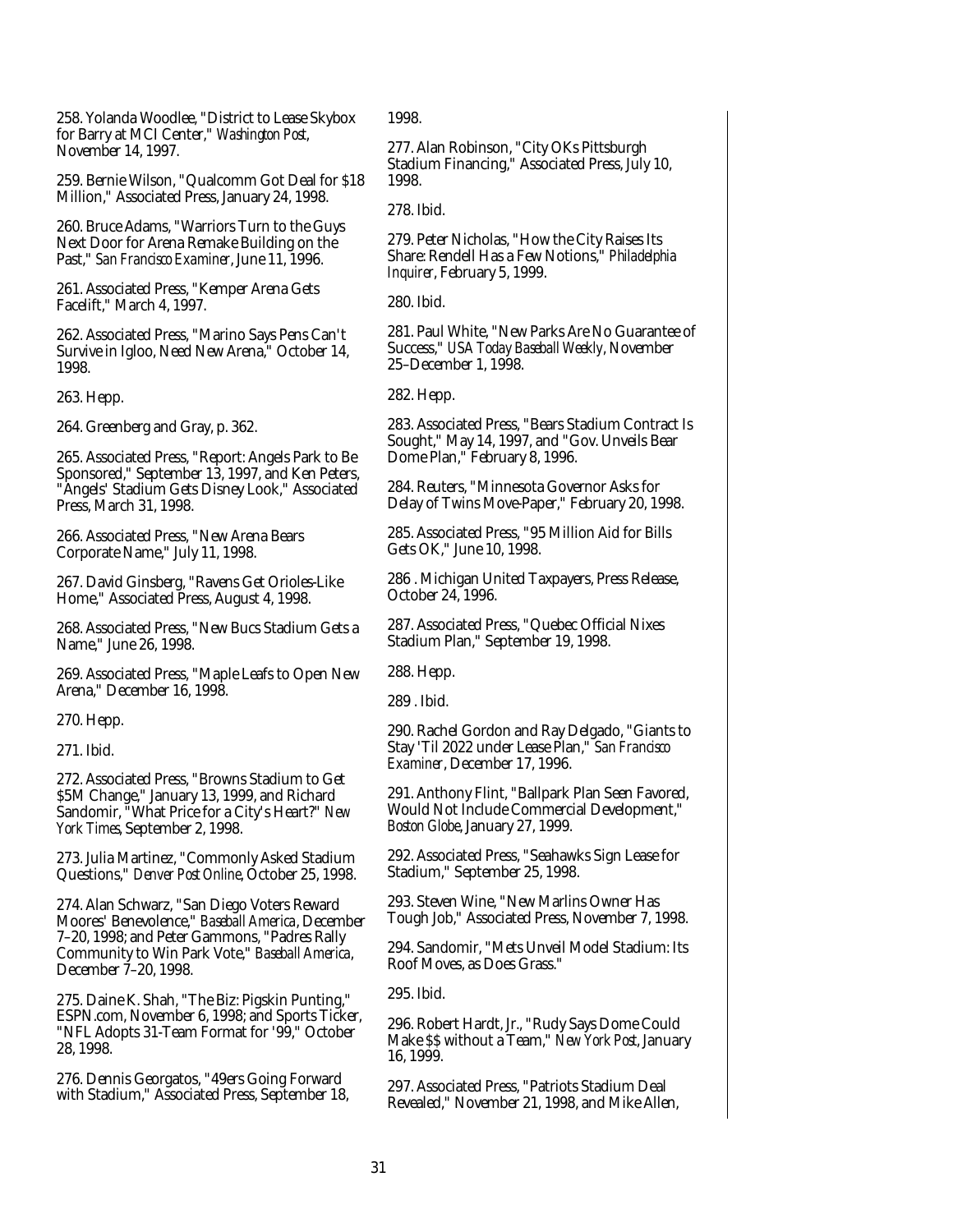258. Yolanda Woodlee, "District to Lease Skybox for Barry at MCI Center," *Washington Post*, November 14, 1997.

259. Bernie Wilson, "Qualcomm Got Deal for $18 Million," Associated Press, January 24, 1998.

260. Bruce Adams, "Warriors Turn to the Guys Next Door for Arena Remake Building on the Past," *San Francisco Examiner*, June 11, 1996.

261. Associated Press, "Kemper Arena Gets Facelift," March 4, 1997.

262. Associated Press, "Marino Says Pens Can't Survive in Igloo, Need New Arena," October 14, 1998.

263. Hepp.

264. Greenberg and Gray, p. 362.

265. Associated Press, "Report: Angels Park to Be Sponsored," September 13, 1997, and Ken Peters, "Angels' Stadium Gets Disney Look," Associated Press, March 31, 1998.

266. Associated Press, "New Arena Bears Corporate Name," July 11, 1998.

267. David Ginsberg, "Ravens Get Orioles-Like Home," Associated Press, August 4, 1998.

268. Associated Press, "New Bucs Stadium Gets a Name," June 26, 1998.

269. Associated Press, "Maple Leafs to Open New Arena," December 16, 1998.

270. Hepp.

271. Ibid.

272. Associated Press, "Browns Stadium to Get $5M Change," January 13, 1999, and Richard Sandomir, "What Price for a City's Heart?" *New York Times*, September 2, 1998.

273. Julia Martinez, "Commonly Asked Stadium Questions," *Denver Post Online*, October 25, 1998.

274. Alan Schwarz, "San Diego Voters Reward Moores' Benevolence," *Baseball America*, December 7–20, 1998; and Peter Gammons, "Padres Rally Community to Win Park Vote," *Baseball America*, December 7–20, 1998.

275. Daine K. Shah, "The Biz: Pigskin Punting," ESPN.com, November 6, 1998; and Sports Ticker, "NFL Adopts 31-Team Format for '99," October 28, 1998.

276. Dennis Georgatos, "49ers Going Forward with Stadium," Associated Press, September 18, 1998.

277. Alan Robinson, "City OKs Pittsburgh Stadium Financing," Associated Press, July 10, 1998.

278. Ibid.

279. Peter Nicholas, "How the City Raises Its Share: Rendell Has a Few Notions," *Philadelphia Inquirer*, February 5, 1999.

280. Ibid.

281. Paul White, "New Parks Are No Guarantee of Success," *USA Today Baseball Weekly*, November 25–December 1, 1998.

282. Hepp.

283. Associated Press, "Bears Stadium Contract Is Sought," May 14, 1997, and "Gov. Unveils Bear Dome Plan," February 8, 1996.

284. Reuters, "Minnesota Governor Asks for Delay of Twins Move-Paper," February 20, 1998.

285. Associated Press, "95 Million Aid for Bills Gets OK," June 10, 1998.

286 . Michigan United Taxpayers, Press Release, October 24, 1996.

287. Associated Press, "Quebec Official Nixes Stadium Plan," September 19, 1998.

288. Hepp.

289 . Ibid.

290. Rachel Gordon and Ray Delgado, "Giants to Stay 'Til 2022 under Lease Plan," *San Francisco Examiner*, December 17, 1996.

291. Anthony Flint, "Ballpark Plan Seen Favored, Would Not Include Commercial Development," *Boston Globe*, January 27, 1999.

292. Associated Press, "Seahawks Sign Lease for Stadium," September 25, 1998.

293. Steven Wine, "New Marlins Owner Has Tough Job," Associated Press, November 7, 1998.

294. Sandomir, "Mets Unveil Model Stadium: Its Roof Moves, as Does Grass."

295. Ibid.

296. Robert Hardt, Jr., "Rudy Says Dome Could Make $$ without a Team," *New York Post*, January 16, 1999.

297. Associated Press, "Patriots Stadium Deal Revealed," November 21, 1998, and Mike Allen,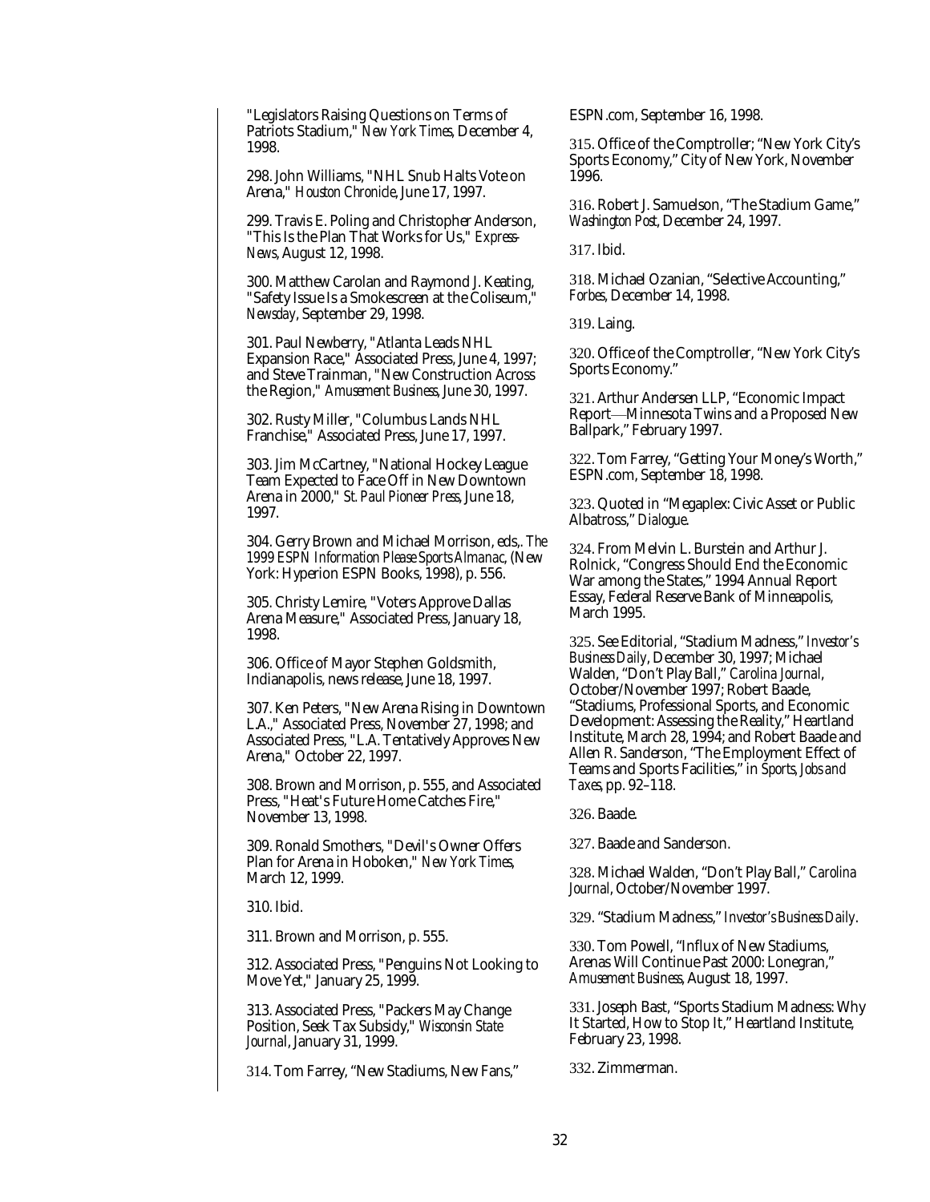"Legislators Raising Questions on Terms of Patriots Stadium," *New York Times*, December 4, 1998.

298. John Williams, "NHL Snub Halts Vote on Arena," *Houston Chronicle*, June 17, 1997.

299. Travis E. Poling and Christopher Anderson, "This Is the Plan That Works for Us," *Express-News*, August 12, 1998.

300. Matthew Carolan and Raymond J. Keating, "Safety Issue Is a Smokescreen at the Coliseum," *Newsday*, September 29, 1998.

301. Paul Newberry, "Atlanta Leads NHL Expansion Race," Associated Press, June 4, 1997; and Steve Trainman, "New Construction Across the Region," *Amusement Business*, June 30, 1997.

302. Rusty Miller, "Columbus Lands NHL Franchise," Associated Press, June 17, 1997.

303. Jim McCartney, "National Hockey League Team Expected to Face Off in New Downtown Arena in 2000," *St. Paul Pioneer Press*, June 18, 1997.

304. Gerry Brown and Michael Morrison, eds,. *The 1999 ESPN Information Please Sports Almanac*, (New York: Hyperion ESPN Books, 1998), p. 556.

305. Christy Lemire, "Voters Approve Dallas Arena Measure," Associated Press, January 18, 1998.

306. Office of Mayor Stephen Goldsmith, Indianapolis, news release, June 18, 1997.

307. Ken Peters, "New Arena Rising in Downtown L.A.," Associated Press, November 27, 1998; and Associated Press, "L.A. Tentatively Approves New Arena," October 22, 1997.

308. Brown and Morrison, p. 555, and Associated Press, "Heat's Future Home Catches Fire," November 13, 1998.

309. Ronald Smothers, "Devil's Owner Offers Plan for Arena in Hoboken," *New York Times*, March 12, 1999.

310. Ibid.

311. Brown and Morrison, p. 555.

312. Associated Press, "Penguins Not Looking to Move Yet," January 25, 1999.

313. Associated Press, "Packers May Change Position, Seek Tax Subsidy," *Wisconsin State Journal*, January 31, 1999.

314. Tom Farrey, "New Stadiums, New Fans," ESPN.com, September 16, 1998.

315. Office of the Comptroller; "New York City's Sports Economy," City of New York, November 1996.

316. Robert J. Samuelson, "The Stadium Game," *Washington Post*, December 24, 1997.

317. Ibid.

318. Michael Ozanian, "Selective Accounting," *Forbes*, December 14, 1998.

319. Laing.

320. Office of the Comptroller, "New York City's Sports Economy."

321. Arthur Andersen LLP, "Economic Impact Report—Minnesota Twins and a Proposed New Ballpark," February 1997.

322. Tom Farrey, "Getting Your Money's Worth," ESPN.com, September 18, 1998.

323. Quoted in "Megaplex: Civic Asset or Public Albatross," *Dialogue*.

324. From Melvin L. Burstein and Arthur J. Rolnick, "Congress Should End the Economic War among the States," 1994 Annual Report Essay, Federal Reserve Bank of Minneapolis, March 1995.

325. See Editorial, "Stadium Madness," *Investor's Business Daily*, December 30, 1997; Michael Walden, "Don't Play Ball," *Carolina Journal*, October/November 1997; Robert Baade, "Stadiums, Professional Sports, and Economic Development: Assessing the Reality," Heartland Institute, March 28, 1994; and Robert Baade and Allen R. Sanderson, "The Employment Effect of Teams and Sports Facilities," in *Sports, Jobs and Taxes*, pp. 92–118.

326. Baade.

327. Baade and Sanderson.

328. Michael Walden, "Don't Play Ball," *Carolina Journal*, October/November 1997.

329. "Stadium Madness," *Investor's Business Daily*.

330. Tom Powell, "Influx of New Stadiums, Arenas Will Continue Past 2000: Lonegran," *Amusement Business*, August 18, 1997.

331. Joseph Bast, "Sports Stadium Madness: Why It Started, How to Stop It," Heartland Institute, February 23, 1998.

332. Zimmerman.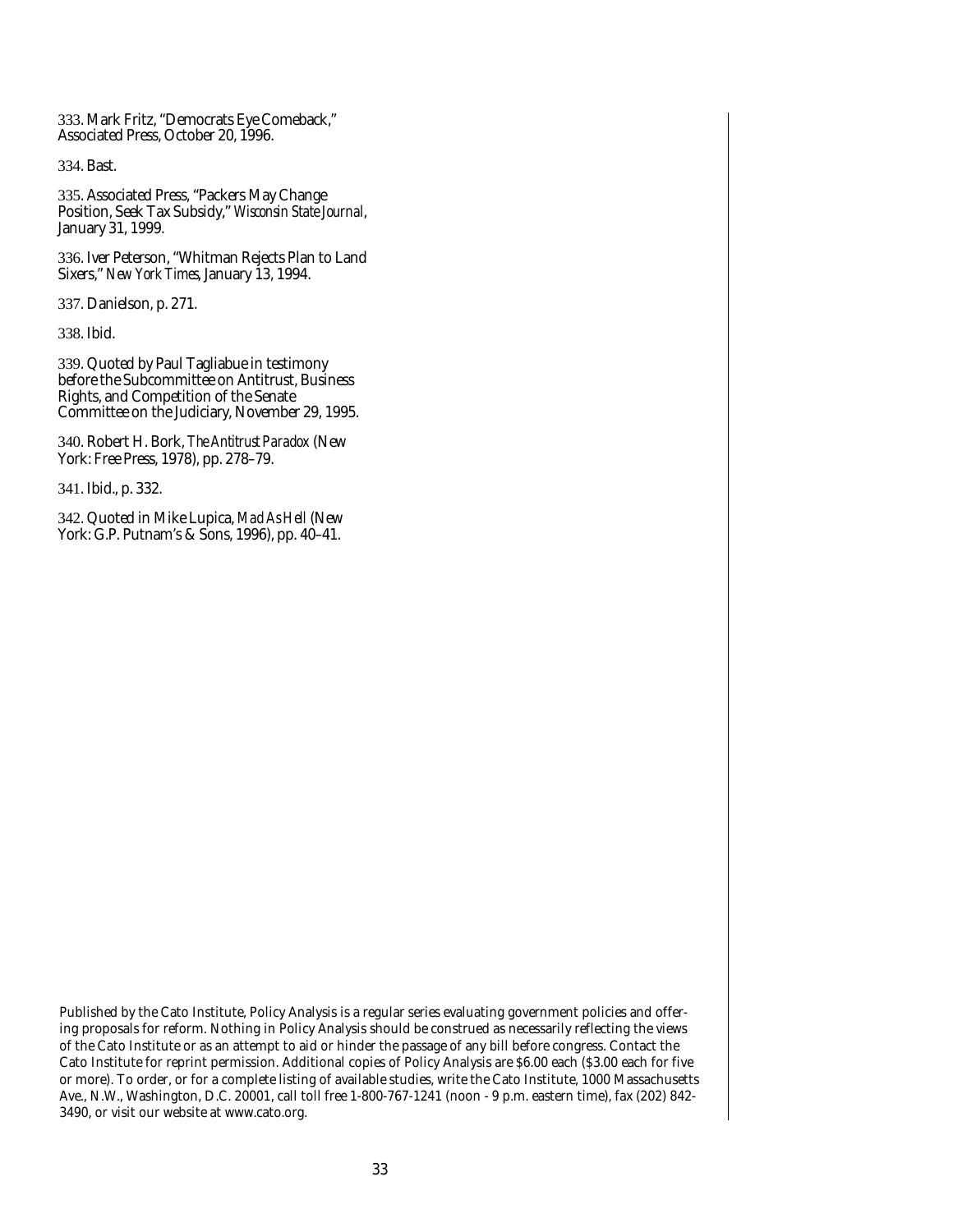333. Mark Fritz, "Democrats Eye Comeback," Associated Press, October 20, 1996.

334. Bast.

335. Associated Press, "Packers May Change Position, Seek Tax Subsidy," *Wisconsin State Journal*, January 31, 1999.

336. Iver Peterson, "Whitman Rejects Plan to Land Sixers," *New York Times*, January 13, 1994.

337. Danielson, p. 271.

338. Ibid.

339. Quoted by Paul Tagliabue in testimony before the Subcommittee on Antitrust, Business Rights, and Competition of the Senate Committee on the Judiciary, November 29, 1995.

340. Robert H. Bork, *The Antitrust Paradox* (New York: Free Press, 1978), pp. 278–79.

341. Ibid., p. 332.

342. Quoted in Mike Lupica, *Mad As Hell* (New York: G.P. Putnam's & Sons, 1996), pp. 40–41.

Published by the Cato Institute, Policy Analysis is a regular series evaluating government policies and offering proposals for reform. Nothing in Policy Analysis should be construed as necessarily reflecting the views of the Cato Institute or as an attempt to aid or hinder the passage of any bill before congress. Contact the Cato Institute for reprint permission. Additional copies of Policy Analysis are $6.00 each ($3.00 each for five or more). To order, or for a complete listing of available studies, write the Cato Institute, 1000 Massachusetts Ave., N.W., Washington, D.C. 20001, call toll free 1-800-767-1241 (noon - 9 p.m. eastern time), fax (202) 842-3490, or visit our website at www.cato.org.